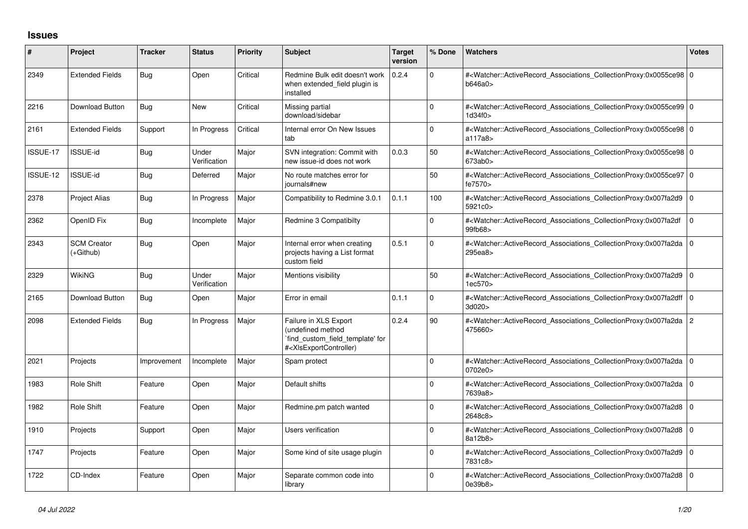## Issues

| # | Project | Tracker | Status | Priority | Subject | Target version | % Done | Watchers | Votes |
|---|---|---|---|---|---|---|---|---|---|
| 2349 | Extended Fields | Bug | Open | Critical | Redmine Bulk edit doesn't work when extended_field plugin is installed | 0.2.4 | 0 | #<Watcher::ActiveRecord_Associations_CollectionProxy:0x0055ce98b646a0> | 0 |
| 2216 | Download Button | Bug | New | Critical | Missing partial download/sidebar | | 0 | #<Watcher::ActiveRecord_Associations_CollectionProxy:0x0055ce991d34f0> | 0 |
| 2161 | Extended Fields | Support | In Progress | Critical | Internal error On New Issues tab | | 0 | #<Watcher::ActiveRecord_Associations_CollectionProxy:0x0055ce98a117a8> | 0 |
| ISSUE-17 | ISSUE-id | Bug | Under Verification | Major | SVN integration: Commit with new issue-id does not work | 0.0.3 | 50 | #<Watcher::ActiveRecord_Associations_CollectionProxy:0x0055ce98673ab0> | 0 |
| ISSUE-12 | ISSUE-id | Bug | Deferred | Major | No route matches error for journals#new | | 50 | #<Watcher::ActiveRecord_Associations_CollectionProxy:0x0055ce97fe7570> | 0 |
| 2378 | Project Alias | Bug | In Progress | Major | Compatibility to Redmine 3.0.1 | 0.1.1 | 100 | #<Watcher::ActiveRecord_Associations_CollectionProxy:0x007fa2d95921c0> | 0 |
| 2362 | OpenID Fix | Bug | Incomplete | Major | Redmine 3 Compatibilty | | 0 | #<Watcher::ActiveRecord_Associations_CollectionProxy:0x007fa2df99fb68> | 0 |
| 2343 | SCM Creator (+Github) | Bug | Open | Major | Internal error when creating projects having a List format custom field | 0.5.1 | 0 | #<Watcher::ActiveRecord_Associations_CollectionProxy:0x007fa2da295ea8> | 0 |
| 2329 | WikiNG | Bug | Under Verification | Major | Mentions visibility | | 50 | #<Watcher::ActiveRecord_Associations_CollectionProxy:0x007fa2d91ec570> | 0 |
| 2165 | Download Button | Bug | Open | Major | Error in email | 0.1.1 | 0 | #<Watcher::ActiveRecord_Associations_CollectionProxy:0x007fa2dff3d020> | 0 |
| 2098 | Extended Fields | Bug | In Progress | Major | Failure in XLS Export (undefined method `find_custom_field_template' for #<XlsExportController) | 0.2.4 | 90 | #<Watcher::ActiveRecord_Associations_CollectionProxy:0x007fa2da475660> | 2 |
| 2021 | Projects | Improvement | Incomplete | Major | Spam protect | | 0 | #<Watcher::ActiveRecord_Associations_CollectionProxy:0x007fa2da0702e0> | 0 |
| 1983 | Role Shift | Feature | Open | Major | Default shifts | | 0 | #<Watcher::ActiveRecord_Associations_CollectionProxy:0x007fa2da7639a8> | 0 |
| 1982 | Role Shift | Feature | Open | Major | Redmine.pm patch wanted | | 0 | #<Watcher::ActiveRecord_Associations_CollectionProxy:0x007fa2d82648c8> | 0 |
| 1910 | Projects | Support | Open | Major | Users verification | | 0 | #<Watcher::ActiveRecord_Associations_CollectionProxy:0x007fa2d88a12b8> | 0 |
| 1747 | Projects | Feature | Open | Major | Some kind of site usage plugin | | 0 | #<Watcher::ActiveRecord_Associations_CollectionProxy:0x007fa2d97831c8> | 0 |
| 1722 | CD-Index | Feature | Open | Major | Separate common code into library | | 0 | #<Watcher::ActiveRecord_Associations_CollectionProxy:0x007fa2d80e39b8> | 0 |

*04 Jul 2022*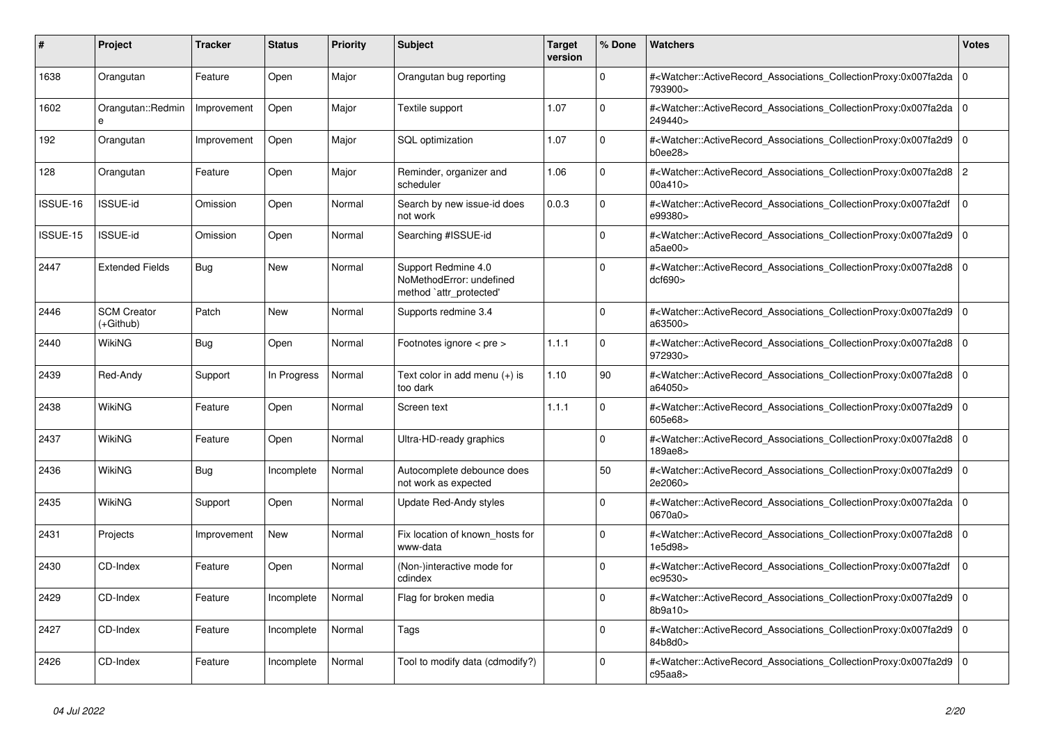| # | Project | Tracker | Status | Priority | Subject | Target version | % Done | Watchers | Votes |
|---|---|---|---|---|---|---|---|---|---|
| 1638 | Orangutan | Feature | Open | Major | Orangutan bug reporting | | 0 | #<Watcher::ActiveRecord_Associations_CollectionProxy:0x007fa2da793900> | 0 |
| 1602 | Orangutan::Redmine | Improvement | Open | Major | Textile support | 1.07 | 0 | #<Watcher::ActiveRecord_Associations_CollectionProxy:0x007fa2da249440> | 0 |
| 192 | Orangutan | Improvement | Open | Major | SQL optimization | 1.07 | 0 | #<Watcher::ActiveRecord_Associations_CollectionProxy:0x007fa2d9b0ee28> | 0 |
| 128 | Orangutan | Feature | Open | Major | Reminder, organizer and scheduler | 1.06 | 0 | #<Watcher::ActiveRecord_Associations_CollectionProxy:0x007fa2d800a410> | 2 |
| ISSUE-16 | ISSUE-id | Omission | Open | Normal | Search by new issue-id does not work | 0.0.3 | 0 | #<Watcher::ActiveRecord_Associations_CollectionProxy:0x007fa2dfe99380> | 0 |
| ISSUE-15 | ISSUE-id | Omission | Open | Normal | Searching #ISSUE-id | | 0 | #<Watcher::ActiveRecord_Associations_CollectionProxy:0x007fa2d9a5ae00> | 0 |
| 2447 | Extended Fields | Bug | New | Normal | Support Redmine 4.0 NoMethodError: undefined method `attr_protected' | | 0 | #<Watcher::ActiveRecord_Associations_CollectionProxy:0x007fa2d8dcf690> | 0 |
| 2446 | SCM Creator (+Github) | Patch | New | Normal | Supports redmine 3.4 | | 0 | #<Watcher::ActiveRecord_Associations_CollectionProxy:0x007fa2d9a63500> | 0 |
| 2440 | WikiNG | Bug | Open | Normal | Footnotes ignore < pre > | 1.1.1 | 0 | #<Watcher::ActiveRecord_Associations_CollectionProxy:0x007fa2d8972930> | 0 |
| 2439 | Red-Andy | Support | In Progress | Normal | Text color in add menu (+) is too dark | 1.10 | 90 | #<Watcher::ActiveRecord_Associations_CollectionProxy:0x007fa2d8a64050> | 0 |
| 2438 | WikiNG | Feature | Open | Normal | Screen text | 1.1.1 | 0 | #<Watcher::ActiveRecord_Associations_CollectionProxy:0x007fa2d9605e68> | 0 |
| 2437 | WikiNG | Feature | Open | Normal | Ultra-HD-ready graphics | | 0 | #<Watcher::ActiveRecord_Associations_CollectionProxy:0x007fa2d8189ae8> | 0 |
| 2436 | WikiNG | Bug | Incomplete | Normal | Autocomplete debounce does not work as expected | | 50 | #<Watcher::ActiveRecord_Associations_CollectionProxy:0x007fa2d92e2060> | 0 |
| 2435 | WikiNG | Support | Open | Normal | Update Red-Andy styles | | 0 | #<Watcher::ActiveRecord_Associations_CollectionProxy:0x007fa2da0670a0> | 0 |
| 2431 | Projects | Improvement | New | Normal | Fix location of known_hosts for www-data | | 0 | #<Watcher::ActiveRecord_Associations_CollectionProxy:0x007fa2d81e5d98> | 0 |
| 2430 | CD-Index | Feature | Open | Normal | (Non-)interactive mode for cdindex | | 0 | #<Watcher::ActiveRecord_Associations_CollectionProxy:0x007fa2dfec9530> | 0 |
| 2429 | CD-Index | Feature | Incomplete | Normal | Flag for broken media | | 0 | #<Watcher::ActiveRecord_Associations_CollectionProxy:0x007fa2d98b9a10> | 0 |
| 2427 | CD-Index | Feature | Incomplete | Normal | Tags | | 0 | #<Watcher::ActiveRecord_Associations_CollectionProxy:0x007fa2d984b8d0> | 0 |
| 2426 | CD-Index | Feature | Incomplete | Normal | Tool to modify data (cdmodify?) | | 0 | #<Watcher::ActiveRecord_Associations_CollectionProxy:0x007fa2d9c95aa8> | 0 |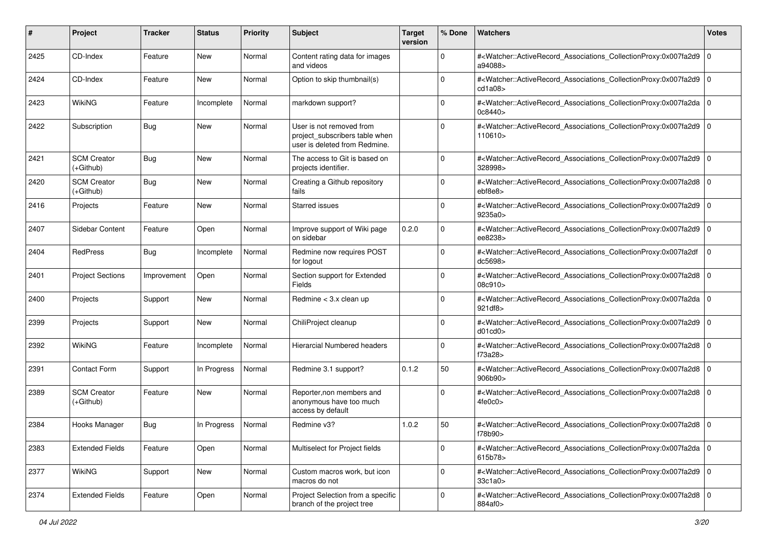| # | Project | Tracker | Status | Priority | Subject | Target version | % Done | Watchers | Votes |
|---|---|---|---|---|---|---|---|---|---|
| 2425 | CD-Index | Feature | New | Normal | Content rating data for images and videos | | 0 | #<Watcher::ActiveRecord_Associations_CollectionProxy:0x007fa2d9a94088> | 0 |
| 2424 | CD-Index | Feature | New | Normal | Option to skip thumbnail(s) | | 0 | #<Watcher::ActiveRecord_Associations_CollectionProxy:0x007fa2d9cd1a08> | 0 |
| 2423 | WikiNG | Feature | Incomplete | Normal | markdown support? | | 0 | #<Watcher::ActiveRecord_Associations_CollectionProxy:0x007fa2da0c8440> | 0 |
| 2422 | Subscription | Bug | New | Normal | User is not removed from project_subscribers table when user is deleted from Redmine. | | 0 | #<Watcher::ActiveRecord_Associations_CollectionProxy:0x007fa2d9110610> | 0 |
| 2421 | SCM Creator (+Github) | Bug | New | Normal | The access to Git is based on projects identifier. | | 0 | #<Watcher::ActiveRecord_Associations_CollectionProxy:0x007fa2d9328998> | 0 |
| 2420 | SCM Creator (+Github) | Bug | New | Normal | Creating a Github repository fails | | 0 | #<Watcher::ActiveRecord_Associations_CollectionProxy:0x007fa2d8ebf8e8> | 0 |
| 2416 | Projects | Feature | New | Normal | Starred issues | | 0 | #<Watcher::ActiveRecord_Associations_CollectionProxy:0x007fa2d99235a0> | 0 |
| 2407 | Sidebar Content | Feature | Open | Normal | Improve support of Wiki page on sidebar | 0.2.0 | 0 | #<Watcher::ActiveRecord_Associations_CollectionProxy:0x007fa2d9ee8238> | 0 |
| 2404 | RedPress | Bug | Incomplete | Normal | Redmine now requires POST for logout | | 0 | #<Watcher::ActiveRecord_Associations_CollectionProxy:0x007fa2dfdc5698> | 0 |
| 2401 | Project Sections | Improvement | Open | Normal | Section support for Extended Fields | | 0 | #<Watcher::ActiveRecord_Associations_CollectionProxy:0x007fa2d808c910> | 0 |
| 2400 | Projects | Support | New | Normal | Redmine < 3.x clean up | | 0 | #<Watcher::ActiveRecord_Associations_CollectionProxy:0x007fa2da921df8> | 0 |
| 2399 | Projects | Support | New | Normal | ChiliProject cleanup | | 0 | #<Watcher::ActiveRecord_Associations_CollectionProxy:0x007fa2d9d01cd0> | 0 |
| 2392 | WikiNG | Feature | Incomplete | Normal | Hierarcial Numbered headers | | 0 | #<Watcher::ActiveRecord_Associations_CollectionProxy:0x007fa2d8f73a28> | 0 |
| 2391 | Contact Form | Support | In Progress | Normal | Redmine 3.1 support? | 0.1.2 | 50 | #<Watcher::ActiveRecord_Associations_CollectionProxy:0x007fa2d8906b90> | 0 |
| 2389 | SCM Creator (+Github) | Feature | New | Normal | Reporter,non members and anonymous have too much access by default | | 0 | #<Watcher::ActiveRecord_Associations_CollectionProxy:0x007fa2d84fe0c0> | 0 |
| 2384 | Hooks Manager | Bug | In Progress | Normal | Redmine v3? | 1.0.2 | 50 | #<Watcher::ActiveRecord_Associations_CollectionProxy:0x007fa2d8f78b90> | 0 |
| 2383 | Extended Fields | Feature | Open | Normal | Multiselect for Project fields | | 0 | #<Watcher::ActiveRecord_Associations_CollectionProxy:0x007fa2da615b78> | 0 |
| 2377 | WikiNG | Support | New | Normal | Custom macros work, but icon macros do not | | 0 | #<Watcher::ActiveRecord_Associations_CollectionProxy:0x007fa2d933c1a0> | 0 |
| 2374 | Extended Fields | Feature | Open | Normal | Project Selection from a specific branch of the project tree | | 0 | #<Watcher::ActiveRecord_Associations_CollectionProxy:0x007fa2d8884af0> | 0 |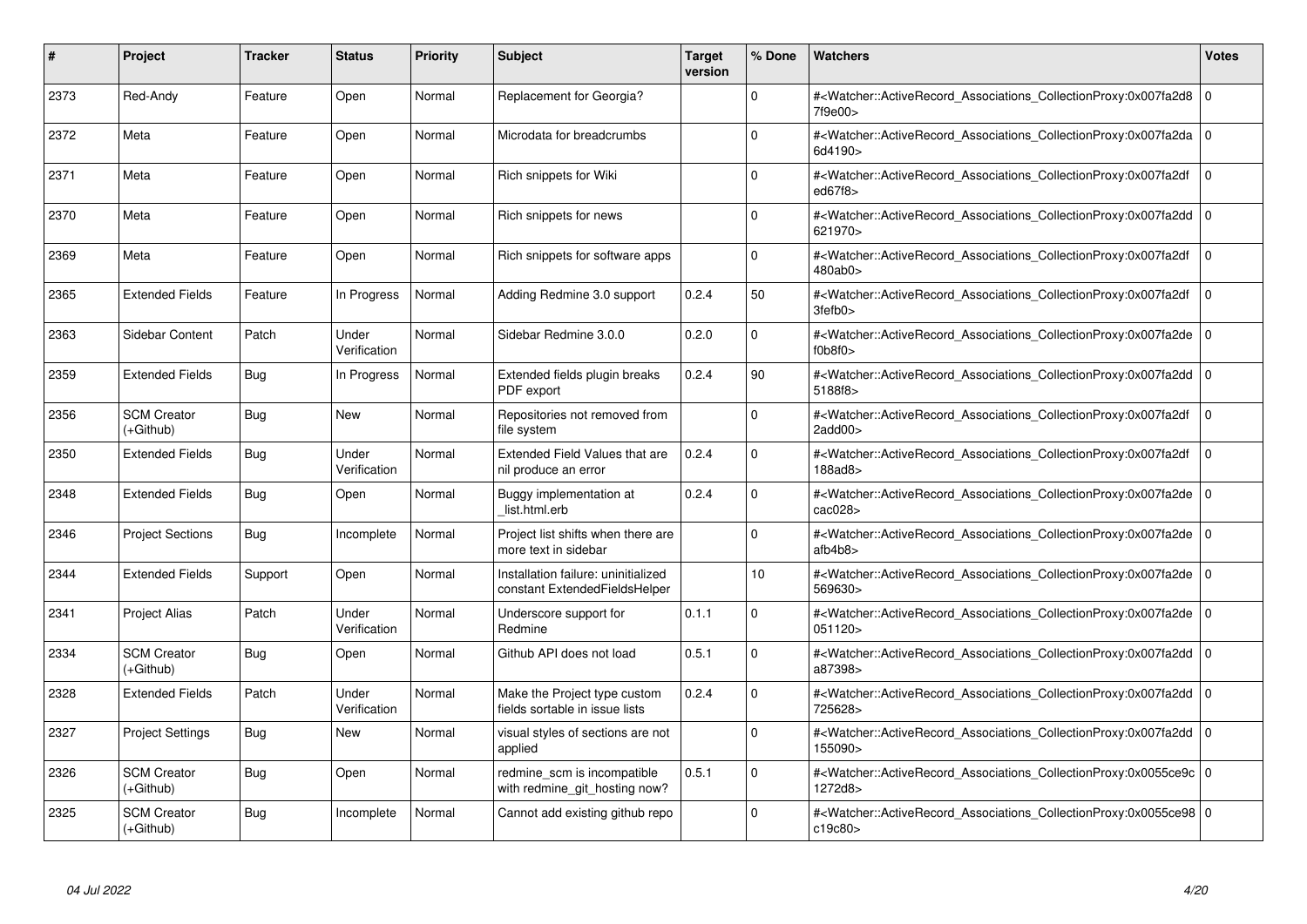| # | Project | Tracker | Status | Priority | Subject | Target version | % Done | Watchers | Votes |
|---|---|---|---|---|---|---|---|---|---|
| 2373 | Red-Andy | Feature | Open | Normal | Replacement for Georgia? | | 0 | #<Watcher::ActiveRecord_Associations_CollectionProxy:0x007fa2d87f9e00> | 0 |
| 2372 | Meta | Feature | Open | Normal | Microdata for breadcrumbs | | 0 | #<Watcher::ActiveRecord_Associations_CollectionProxy:0x007fa2da6d4190> | 0 |
| 2371 | Meta | Feature | Open | Normal | Rich snippets for Wiki | | 0 | #<Watcher::ActiveRecord_Associations_CollectionProxy:0x007fa2dfed67f8> | 0 |
| 2370 | Meta | Feature | Open | Normal | Rich snippets for news | | 0 | #<Watcher::ActiveRecord_Associations_CollectionProxy:0x007fa2dd621970> | 0 |
| 2369 | Meta | Feature | Open | Normal | Rich snippets for software apps | | 0 | #<Watcher::ActiveRecord_Associations_CollectionProxy:0x007fa2df480ab0> | 0 |
| 2365 | Extended Fields | Feature | In Progress | Normal | Adding Redmine 3.0 support | 0.2.4 | 50 | #<Watcher::ActiveRecord_Associations_CollectionProxy:0x007fa2df3efb0> | 0 |
| 2363 | Sidebar Content | Patch | Under Verification | Normal | Sidebar Redmine 3.0.0 | 0.2.0 | 0 | #<Watcher::ActiveRecord_Associations_CollectionProxy:0x007fa2def0b8f0> | 0 |
| 2359 | Extended Fields | Bug | In Progress | Normal | Extended fields plugin breaks PDF export | 0.2.4 | 90 | #<Watcher::ActiveRecord_Associations_CollectionProxy:0x007fa2dd5188f8> | 0 |
| 2356 | SCM Creator (+Github) | Bug | New | Normal | Repositories not removed from file system | | 0 | #<Watcher::ActiveRecord_Associations_CollectionProxy:0x007fa2df2add00> | 0 |
| 2350 | Extended Fields | Bug | Under Verification | Normal | Extended Field Values that are nil produce an error | 0.2.4 | 0 | #<Watcher::ActiveRecord_Associations_CollectionProxy:0x007fa2df188ad8> | 0 |
| 2348 | Extended Fields | Bug | Open | Normal | Buggy implementation at _list.html.erb | 0.2.4 | 0 | #<Watcher::ActiveRecord_Associations_CollectionProxy:0x007fa2decac028> | 0 |
| 2346 | Project Sections | Bug | Incomplete | Normal | Project list shifts when there are more text in sidebar | | 0 | #<Watcher::ActiveRecord_Associations_CollectionProxy:0x007fa2deafb4b8> | 0 |
| 2344 | Extended Fields | Support | Open | Normal | Installation failure: uninitialized constant ExtendedFieldsHelper | | 10 | #<Watcher::ActiveRecord_Associations_CollectionProxy:0x007fa2de569630> | 0 |
| 2341 | Project Alias | Patch | Under Verification | Normal | Underscore support for Redmine | 0.1.1 | 0 | #<Watcher::ActiveRecord_Associations_CollectionProxy:0x007fa2de051120> | 0 |
| 2334 | SCM Creator (+Github) | Bug | Open | Normal | Github API does not load | 0.5.1 | 0 | #<Watcher::ActiveRecord_Associations_CollectionProxy:0x007fa2dda87398> | 0 |
| 2328 | Extended Fields | Patch | Under Verification | Normal | Make the Project type custom fields sortable in issue lists | 0.2.4 | 0 | #<Watcher::ActiveRecord_Associations_CollectionProxy:0x007fa2dd725628> | 0 |
| 2327 | Project Settings | Bug | New | Normal | visual styles of sections are not applied | | 0 | #<Watcher::ActiveRecord_Associations_CollectionProxy:0x007fa2dd155090> | 0 |
| 2326 | SCM Creator (+Github) | Bug | Open | Normal | redmine_scm is incompatible with redmine_git_hosting now? | 0.5.1 | 0 | #<Watcher::ActiveRecord_Associations_CollectionProxy:0x0055ce9c1272d8> | 0 |
| 2325 | SCM Creator (+Github) | Bug | Incomplete | Normal | Cannot add existing github repo | | 0 | #<Watcher::ActiveRecord_Associations_CollectionProxy:0x0055ce98c19c80> | 0 |

*04 Jul 2022*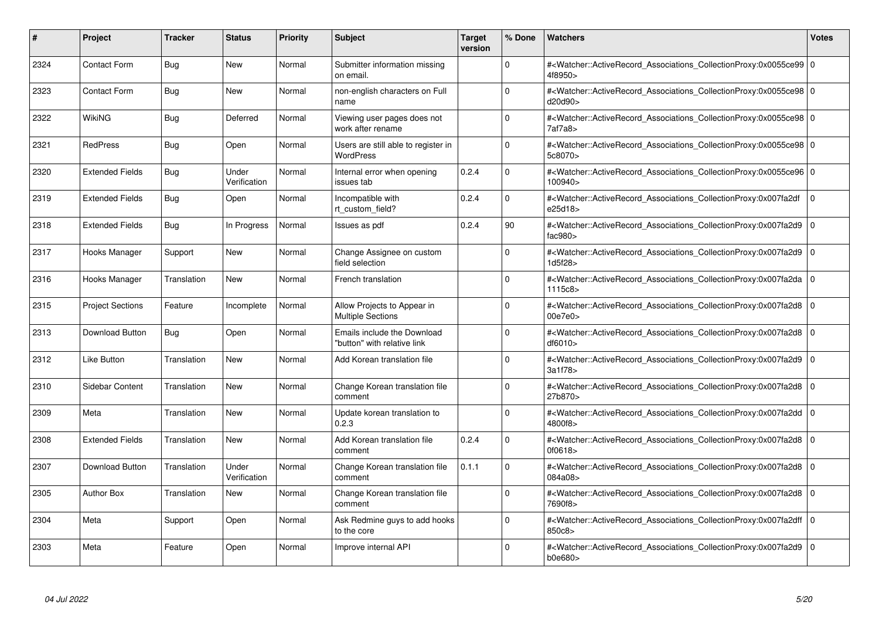| # | Project | Tracker | Status | Priority | Subject | Target version | % Done | Watchers | Votes |
|---|---|---|---|---|---|---|---|---|---|
| 2324 | Contact Form | Bug | New | Normal | Submitter information missing on email. | | 0 | #<Watcher::ActiveRecord_Associations_CollectionProxy:0x0055ce994f8950> | 0 |
| 2323 | Contact Form | Bug | New | Normal | non-english characters on Full name | | 0 | #<Watcher::ActiveRecord_Associations_CollectionProxy:0x0055ce98d20d90> | 0 |
| 2322 | WikiNG | Bug | Deferred | Normal | Viewing user pages does not work after rename | | 0 | #<Watcher::ActiveRecord_Associations_CollectionProxy:0x0055ce987af7a8> | 0 |
| 2321 | RedPress | Bug | Open | Normal | Users are still able to register in WordPress | | 0 | #<Watcher::ActiveRecord_Associations_CollectionProxy:0x0055ce985c8070> | 0 |
| 2320 | Extended Fields | Bug | Under Verification | Normal | Internal error when opening issues tab | 0.2.4 | 0 | #<Watcher::ActiveRecord_Associations_CollectionProxy:0x0055ce96100940> | 0 |
| 2319 | Extended Fields | Bug | Open | Normal | Incompatible with rt_custom_field? | 0.2.4 | 0 | #<Watcher::ActiveRecord_Associations_CollectionProxy:0x007fa2dfe25d18> | 0 |
| 2318 | Extended Fields | Bug | In Progress | Normal | Issues as pdf | 0.2.4 | 90 | #<Watcher::ActiveRecord_Associations_CollectionProxy:0x007fa2d9fac980> | 0 |
| 2317 | Hooks Manager | Support | New | Normal | Change Assignee on custom field selection | | 0 | #<Watcher::ActiveRecord_Associations_CollectionProxy:0x007fa2d91d5f28> | 0 |
| 2316 | Hooks Manager | Translation | New | Normal | French translation | | 0 | #<Watcher::ActiveRecord_Associations_CollectionProxy:0x007fa2da1115c8> | 0 |
| 2315 | Project Sections | Feature | Incomplete | Normal | Allow Projects to Appear in Multiple Sections | | 0 | #<Watcher::ActiveRecord_Associations_CollectionProxy:0x007fa2d800e7e0> | 0 |
| 2313 | Download Button | Bug | Open | Normal | Emails include the Download "button" with relative link | | 0 | #<Watcher::ActiveRecord_Associations_CollectionProxy:0x007fa2d8df6010> | 0 |
| 2312 | Like Button | Translation | New | Normal | Add Korean translation file | | 0 | #<Watcher::ActiveRecord_Associations_CollectionProxy:0x007fa2d93a1f78> | 0 |
| 2310 | Sidebar Content | Translation | New | Normal | Change Korean translation file comment | | 0 | #<Watcher::ActiveRecord_Associations_CollectionProxy:0x007fa2d827b870> | 0 |
| 2309 | Meta | Translation | New | Normal | Update korean translation to 0.2.3 | | 0 | #<Watcher::ActiveRecord_Associations_CollectionProxy:0x007fa2dd4800f8> | 0 |
| 2308 | Extended Fields | Translation | New | Normal | Add Korean translation file comment | 0.2.4 | 0 | #<Watcher::ActiveRecord_Associations_CollectionProxy:0x007fa2d80f0618> | 0 |
| 2307 | Download Button | Translation | Under Verification | Normal | Change Korean translation file comment | 0.1.1 | 0 | #<Watcher::ActiveRecord_Associations_CollectionProxy:0x007fa2d8084a08> | 0 |
| 2305 | Author Box | Translation | New | Normal | Change Korean translation file comment | | 0 | #<Watcher::ActiveRecord_Associations_CollectionProxy:0x007fa2d87690f8> | 0 |
| 2304 | Meta | Support | Open | Normal | Ask Redmine guys to add hooks to the core | | 0 | #<Watcher::ActiveRecord_Associations_CollectionProxy:0x007fa2dff850c8> | 0 |
| 2303 | Meta | Feature | Open | Normal | Improve internal API | | 0 | #<Watcher::ActiveRecord_Associations_CollectionProxy:0x007fa2d9b0e680> | 0 |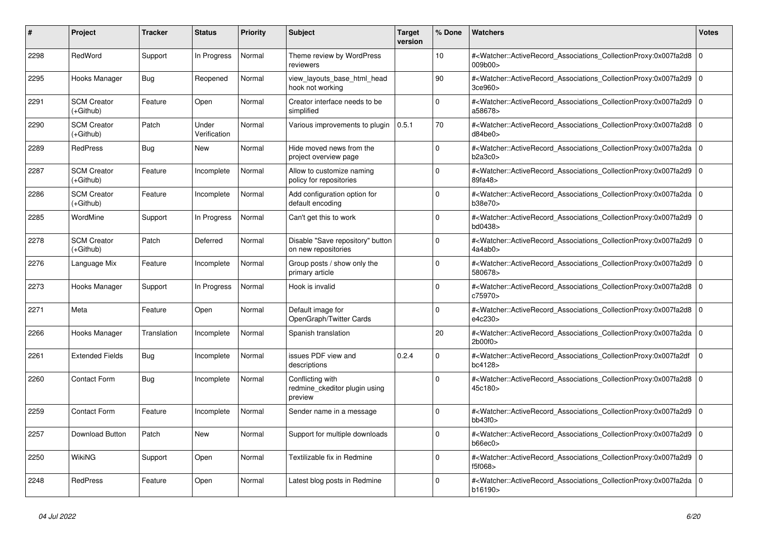| # | Project | Tracker | Status | Priority | Subject | Target version | % Done | Watchers | Votes |
|---|---|---|---|---|---|---|---|---|---|
| 2298 | RedWord | Support | In Progress | Normal | Theme review by WordPress reviewers | | 10 | #<Watcher::ActiveRecord_Associations_CollectionProxy:0x007fa2d8009b00> | 0 |
| 2295 | Hooks Manager | Bug | Reopened | Normal | view_layouts_base_html_head hook not working | | 90 | #<Watcher::ActiveRecord_Associations_CollectionProxy:0x007fa2d93ce960> | 0 |
| 2291 | SCM Creator (+Github) | Feature | Open | Normal | Creator interface needs to be simplified | | 0 | #<Watcher::ActiveRecord_Associations_CollectionProxy:0x007fa2d9a58678> | 0 |
| 2290 | SCM Creator (+Github) | Patch | Under Verification | Normal | Various improvements to plugin | 0.5.1 | 70 | #<Watcher::ActiveRecord_Associations_CollectionProxy:0x007fa2d8d84be0> | 0 |
| 2289 | RedPress | Bug | New | Normal | Hide moved news from the project overview page | | 0 | #<Watcher::ActiveRecord_Associations_CollectionProxy:0x007fa2dab2a3c0> | 0 |
| 2287 | SCM Creator (+Github) | Feature | Incomplete | Normal | Allow to customize naming policy for repositories | | 0 | #<Watcher::ActiveRecord_Associations_CollectionProxy:0x007fa2d989fa48> | 0 |
| 2286 | SCM Creator (+Github) | Feature | Incomplete | Normal | Add configuration option for default encoding | | 0 | #<Watcher::ActiveRecord_Associations_CollectionProxy:0x007fa2dab38e70> | 0 |
| 2285 | WordMine | Support | In Progress | Normal | Can't get this to work | | 0 | #<Watcher::ActiveRecord_Associations_CollectionProxy:0x007fa2d9bd0438> | 0 |
| 2278 | SCM Creator (+Github) | Patch | Deferred | Normal | Disable "Save repository" button on new repositories | | 0 | #<Watcher::ActiveRecord_Associations_CollectionProxy:0x007fa2d94a4ab0> | 0 |
| 2276 | Language Mix | Feature | Incomplete | Normal | Group posts / show only the primary article | | 0 | #<Watcher::ActiveRecord_Associations_CollectionProxy:0x007fa2d9580678> | 0 |
| 2273 | Hooks Manager | Support | In Progress | Normal | Hook is invalid | | 0 | #<Watcher::ActiveRecord_Associations_CollectionProxy:0x007fa2d8c75970> | 0 |
| 2271 | Meta | Feature | Open | Normal | Default image for OpenGraph/Twitter Cards | | 0 | #<Watcher::ActiveRecord_Associations_CollectionProxy:0x007fa2d8e4c230> | 0 |
| 2266 | Hooks Manager | Translation | Incomplete | Normal | Spanish translation | | 20 | #<Watcher::ActiveRecord_Associations_CollectionProxy:0x007fa2da2b00f0> | 0 |
| 2261 | Extended Fields | Bug | Incomplete | Normal | issues PDF view and descriptions | 0.2.4 | 0 | #<Watcher::ActiveRecord_Associations_CollectionProxy:0x007fa2dfbc4128> | 0 |
| 2260 | Contact Form | Bug | Incomplete | Normal | Conflicting with redmine_ckeditor plugin using preview | | 0 | #<Watcher::ActiveRecord_Associations_CollectionProxy:0x007fa2d845c180> | 0 |
| 2259 | Contact Form | Feature | Incomplete | Normal | Sender name in a message | | 0 | #<Watcher::ActiveRecord_Associations_CollectionProxy:0x007fa2d9bb43f0> | 0 |
| 2257 | Download Button | Patch | New | Normal | Support for multiple downloads | | 0 | #<Watcher::ActiveRecord_Associations_CollectionProxy:0x007fa2d9b66ec0> | 0 |
| 2250 | WikiNG | Support | Open | Normal | Textilizable fix in Redmine | | 0 | #<Watcher::ActiveRecord_Associations_CollectionProxy:0x007fa2d9f5f068> | 0 |
| 2248 | RedPress | Feature | Open | Normal | Latest blog posts in Redmine | | 0 | #<Watcher::ActiveRecord_Associations_CollectionProxy:0x007fa2dab16190> | 0 |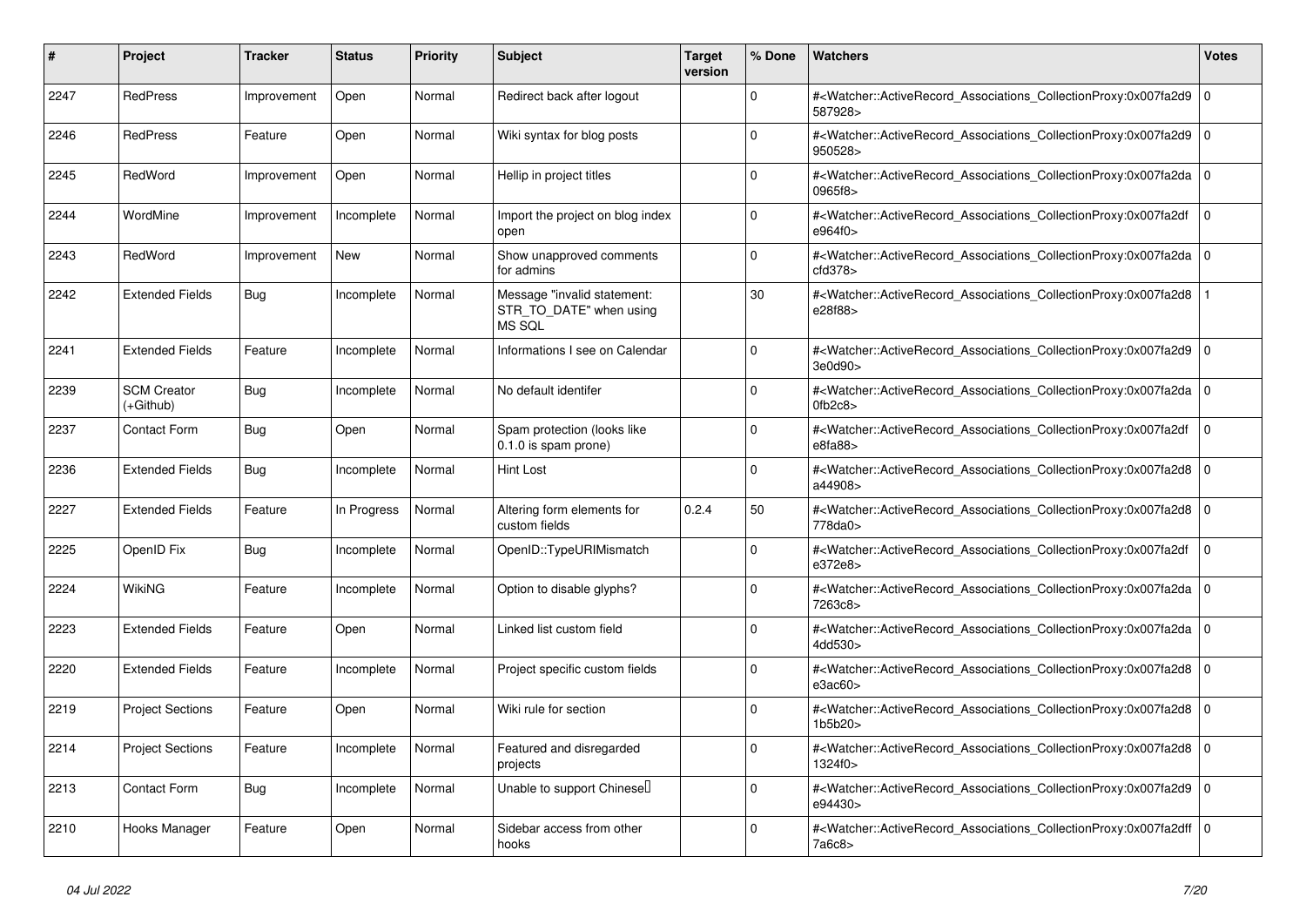| # | Project | Tracker | Status | Priority | Subject | Target version | % Done | Watchers | Votes |
|---|---|---|---|---|---|---|---|---|---|
| 2247 | RedPress | Improvement | Open | Normal | Redirect back after logout | | 0 | #<Watcher::ActiveRecord_Associations_CollectionProxy:0x007fa2d9587928> | 0 |
| 2246 | RedPress | Feature | Open | Normal | Wiki syntax for blog posts | | 0 | #<Watcher::ActiveRecord_Associations_CollectionProxy:0x007fa2d9950528> | 0 |
| 2245 | RedWord | Improvement | Open | Normal | Hellip in project titles | | 0 | #<Watcher::ActiveRecord_Associations_CollectionProxy:0x007fa2da0965f8> | 0 |
| 2244 | WordMine | Improvement | Incomplete | Normal | Import the project on blog index open | | 0 | #<Watcher::ActiveRecord_Associations_CollectionProxy:0x007fa2dfe964f0> | 0 |
| 2243 | RedWord | Improvement | New | Normal | Show unapproved comments for admins | | 0 | #<Watcher::ActiveRecord_Associations_CollectionProxy:0x007fa2dacfd378> | 0 |
| 2242 | Extended Fields | Bug | Incomplete | Normal | Message "invalid statement: STR_TO_DATE" when using MS SQL | | 30 | #<Watcher::ActiveRecord_Associations_CollectionProxy:0x007fa2d8e28f88> | 1 |
| 2241 | Extended Fields | Feature | Incomplete | Normal | Informations I see on Calendar | | 0 | #<Watcher::ActiveRecord_Associations_CollectionProxy:0x007fa2d93e0d90> | 0 |
| 2239 | SCM Creator (+Github) | Bug | Incomplete | Normal | No default identifer | | 0 | #<Watcher::ActiveRecord_Associations_CollectionProxy:0x007fa2da0fb2c8> | 0 |
| 2237 | Contact Form | Bug | Open | Normal | Spam protection (looks like 0.1.0 is spam prone) | | 0 | #<Watcher::ActiveRecord_Associations_CollectionProxy:0x007fa2dfe8fa88> | 0 |
| 2236 | Extended Fields | Bug | Incomplete | Normal | Hint Lost | | 0 | #<Watcher::ActiveRecord_Associations_CollectionProxy:0x007fa2d8a44908> | 0 |
| 2227 | Extended Fields | Feature | In Progress | Normal | Altering form elements for custom fields | 0.2.4 | 50 | #<Watcher::ActiveRecord_Associations_CollectionProxy:0x007fa2d8778da0> | 0 |
| 2225 | OpenID Fix | Bug | Incomplete | Normal | OpenID::TypeURIMismatch | | 0 | #<Watcher::ActiveRecord_Associations_CollectionProxy:0x007fa2dfe372e8> | 0 |
| 2224 | WikiNG | Feature | Incomplete | Normal | Option to disable glyphs? | | 0 | #<Watcher::ActiveRecord_Associations_CollectionProxy:0x007fa2da7263c8> | 0 |
| 2223 | Extended Fields | Feature | Open | Normal | Linked list custom field | | 0 | #<Watcher::ActiveRecord_Associations_CollectionProxy:0x007fa2da4dd530> | 0 |
| 2220 | Extended Fields | Feature | Incomplete | Normal | Project specific custom fields | | 0 | #<Watcher::ActiveRecord_Associations_CollectionProxy:0x007fa2d8e3ac60> | 0 |
| 2219 | Project Sections | Feature | Open | Normal | Wiki rule for section | | 0 | #<Watcher::ActiveRecord_Associations_CollectionProxy:0x007fa2d81b5b20> | 0 |
| 2214 | Project Sections | Feature | Incomplete | Normal | Featured and disregarded projects | | 0 | #<Watcher::ActiveRecord_Associations_CollectionProxy:0x007fa2d81324f0> | 0 |
| 2213 | Contact Form | Bug | Incomplete | Normal | Unable to support Chinese | | 0 | #<Watcher::ActiveRecord_Associations_CollectionProxy:0x007fa2d9e94430> | 0 |
| 2210 | Hooks Manager | Feature | Open | Normal | Sidebar access from other hooks | | 0 | #<Watcher::ActiveRecord_Associations_CollectionProxy:0x007fa2dff7a6c8> | 0 |

*04 Jul 2022*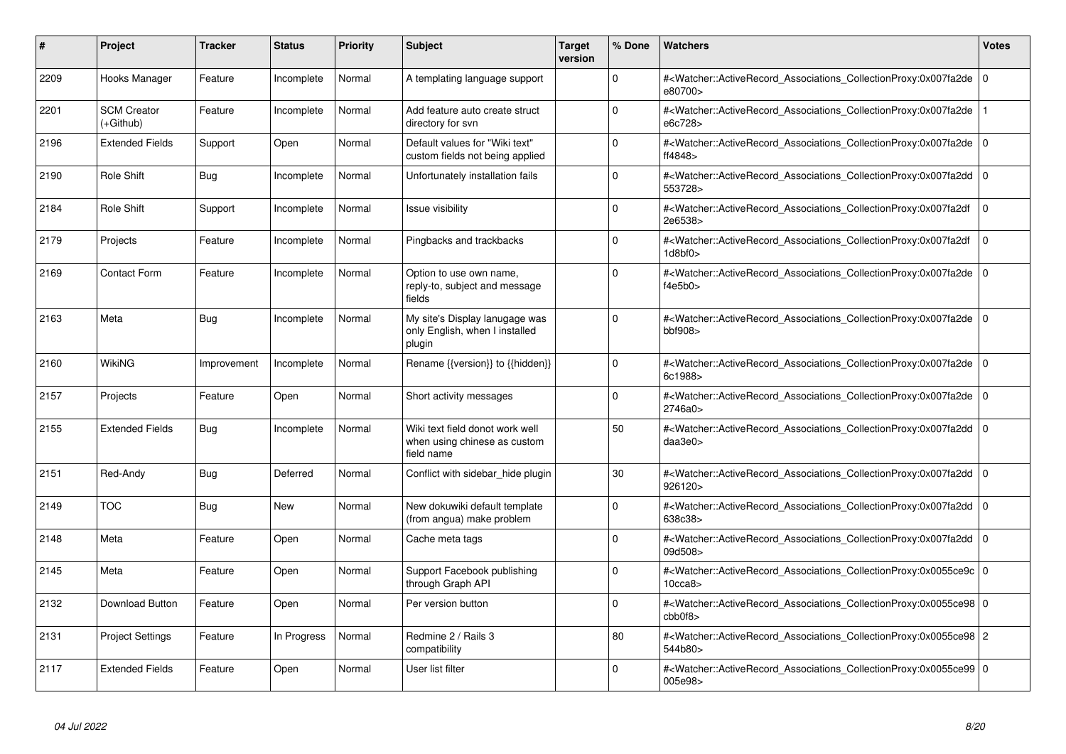| # | Project | Tracker | Status | Priority | Subject | Target version | % Done | Watchers | Votes |
| --- | --- | --- | --- | --- | --- | --- | --- | --- | --- |
| 2209 | Hooks Manager | Feature | Incomplete | Normal | A templating language support | | 0 | #<Watcher::ActiveRecord_Associations_CollectionProxy:0x007fa2de e80700> | 0 |
| 2201 | SCM Creator (+Github) | Feature | Incomplete | Normal | Add feature auto create struct directory for svn | | 0 | #<Watcher::ActiveRecord_Associations_CollectionProxy:0x007fa2de e6c728> | 1 |
| 2196 | Extended Fields | Support | Open | Normal | Default values for "Wiki text" custom fields not being applied | | 0 | #<Watcher::ActiveRecord_Associations_CollectionProxy:0x007fa2de ff4848> | 0 |
| 2190 | Role Shift | Bug | Incomplete | Normal | Unfortunately installation fails | | 0 | #<Watcher::ActiveRecord_Associations_CollectionProxy:0x007fa2dd 553728> | 0 |
| 2184 | Role Shift | Support | Incomplete | Normal | Issue visibility | | 0 | #<Watcher::ActiveRecord_Associations_CollectionProxy:0x007fa2df 2e6538> | 0 |
| 2179 | Projects | Feature | Incomplete | Normal | Pingbacks and trackbacks | | 0 | #<Watcher::ActiveRecord_Associations_CollectionProxy:0x007fa2df 1d8bf0> | 0 |
| 2169 | Contact Form | Feature | Incomplete | Normal | Option to use own name, reply-to, subject and message fields | | 0 | #<Watcher::ActiveRecord_Associations_CollectionProxy:0x007fa2de f4e5b0> | 0 |
| 2163 | Meta | Bug | Incomplete | Normal | My site's Display lanugage was only English, when I installed plugin | | 0 | #<Watcher::ActiveRecord_Associations_CollectionProxy:0x007fa2de bbf908> | 0 |
| 2160 | WikiNG | Improvement | Incomplete | Normal | Rename {{version}} to {{hidden}} | | 0 | #<Watcher::ActiveRecord_Associations_CollectionProxy:0x007fa2de 6c1988> | 0 |
| 2157 | Projects | Feature | Open | Normal | Short activity messages | | 0 | #<Watcher::ActiveRecord_Associations_CollectionProxy:0x007fa2de 2746a0> | 0 |
| 2155 | Extended Fields | Bug | Incomplete | Normal | Wiki text field donot work well when using chinese as custom field name | | 50 | #<Watcher::ActiveRecord_Associations_CollectionProxy:0x007fa2dd daa3e0> | 0 |
| 2151 | Red-Andy | Bug | Deferred | Normal | Conflict with sidebar_hide plugin | | 30 | #<Watcher::ActiveRecord_Associations_CollectionProxy:0x007fa2dd 926120> | 0 |
| 2149 | TOC | Bug | New | Normal | New dokuwiki default template (from angua) make problem | | 0 | #<Watcher::ActiveRecord_Associations_CollectionProxy:0x007fa2dd 638c38> | 0 |
| 2148 | Meta | Feature | Open | Normal | Cache meta tags | | 0 | #<Watcher::ActiveRecord_Associations_CollectionProxy:0x007fa2dd 09d508> | 0 |
| 2145 | Meta | Feature | Open | Normal | Support Facebook publishing through Graph API | | 0 | #<Watcher::ActiveRecord_Associations_CollectionProxy:0x0055ce9c 10cca8> | 0 |
| 2132 | Download Button | Feature | Open | Normal | Per version button | | 0 | #<Watcher::ActiveRecord_Associations_CollectionProxy:0x0055ce98 cbb0f8> | 0 |
| 2131 | Project Settings | Feature | In Progress | Normal | Redmine 2 / Rails 3 compatibility | | 80 | #<Watcher::ActiveRecord_Associations_CollectionProxy:0x0055ce98 544b80> | 2 |
| 2117 | Extended Fields | Feature | Open | Normal | User list filter | | 0 | #<Watcher::ActiveRecord_Associations_CollectionProxy:0x0055ce99 005e98> | 0 |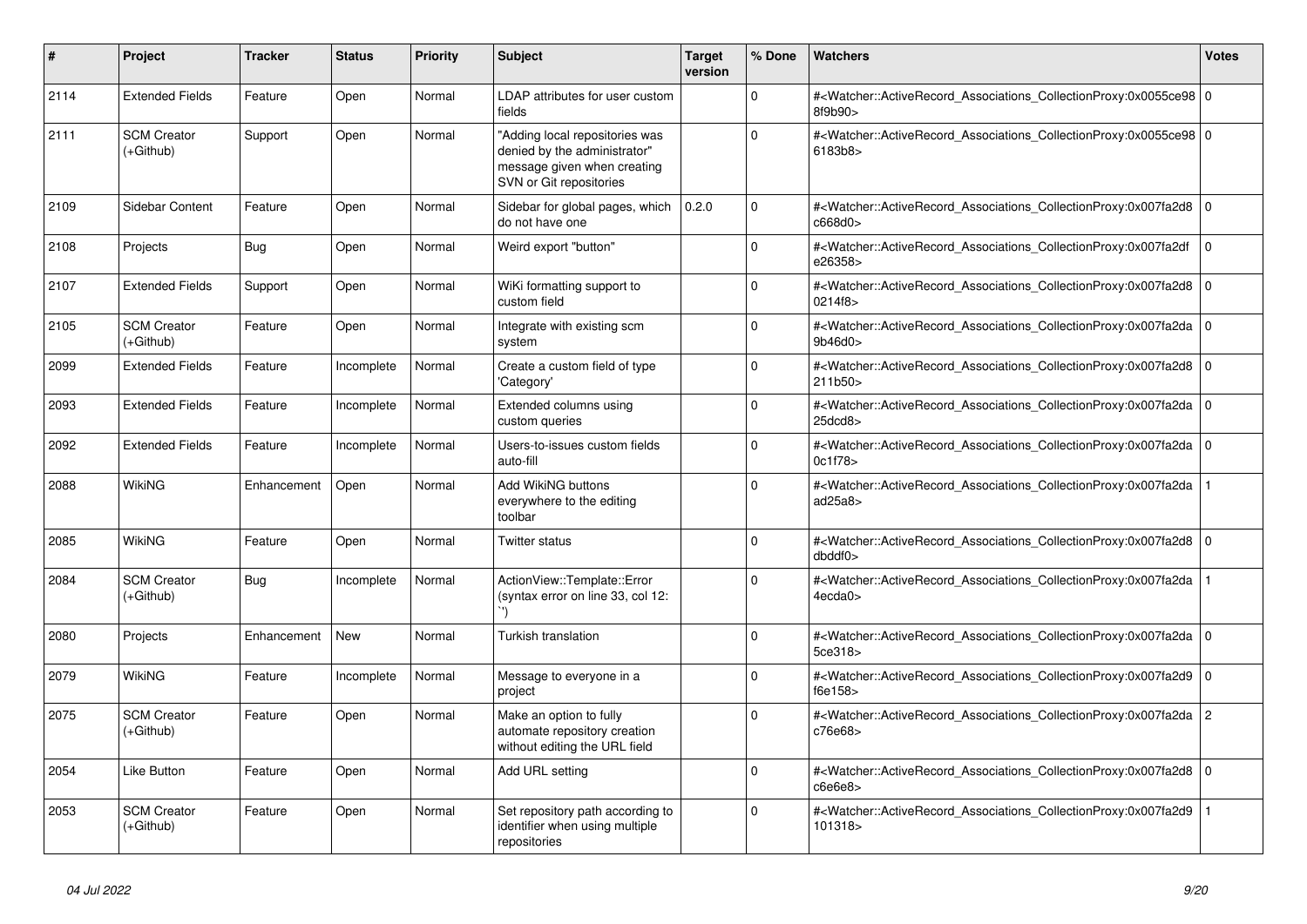| # | Project | Tracker | Status | Priority | Subject | Target version | % Done | Watchers | Votes |
|---|---|---|---|---|---|---|---|---|---|
| 2114 | Extended Fields | Feature | Open | Normal | LDAP attributes for user custom fields | | 0 | #<Watcher::ActiveRecord_Associations_CollectionProxy:0x0055ce988f9b90> | 0 |
| 2111 | SCM Creator (+Github) | Support | Open | Normal | "Adding local repositories was denied by the administrator" message given when creating SVN or Git repositories | | 0 | #<Watcher::ActiveRecord_Associations_CollectionProxy:0x0055ce986183b8> | 0 |
| 2109 | Sidebar Content | Feature | Open | Normal | Sidebar for global pages, which do not have one | 0.2.0 | 0 | #<Watcher::ActiveRecord_Associations_CollectionProxy:0x007fa2d8c668d0> | 0 |
| 2108 | Projects | Bug | Open | Normal | Weird export "button" | | 0 | #<Watcher::ActiveRecord_Associations_CollectionProxy:0x007fa2dfe26358> | 0 |
| 2107 | Extended Fields | Support | Open | Normal | WiKi formatting support to custom field | | 0 | #<Watcher::ActiveRecord_Associations_CollectionProxy:0x007fa2d80214f8> | 0 |
| 2105 | SCM Creator (+Github) | Feature | Open | Normal | Integrate with existing scm system | | 0 | #<Watcher::ActiveRecord_Associations_CollectionProxy:0x007fa2da9b46d0> | 0 |
| 2099 | Extended Fields | Feature | Incomplete | Normal | Create a custom field of type 'Category' | | 0 | #<Watcher::ActiveRecord_Associations_CollectionProxy:0x007fa2d8211b50> | 0 |
| 2093 | Extended Fields | Feature | Incomplete | Normal | Extended columns using custom queries | | 0 | #<Watcher::ActiveRecord_Associations_CollectionProxy:0x007fa2da25dcd8> | 0 |
| 2092 | Extended Fields | Feature | Incomplete | Normal | Users-to-issues custom fields auto-fill | | 0 | #<Watcher::ActiveRecord_Associations_CollectionProxy:0x007fa2da0c1f78> | 0 |
| 2088 | WikiNG | Enhancement | Open | Normal | Add WikiNG buttons everywhere to the editing toolbar | | 0 | #<Watcher::ActiveRecord_Associations_CollectionProxy:0x007fa2daad25a8> | 1 |
| 2085 | WikiNG | Feature | Open | Normal | Twitter status | | 0 | #<Watcher::ActiveRecord_Associations_CollectionProxy:0x007fa2d8dbddf0> | 0 |
| 2084 | SCM Creator (+Github) | Bug | Incomplete | Normal | ActionView::Template::Error (syntax error on line 33, col 12: ``) | | 0 | #<Watcher::ActiveRecord_Associations_CollectionProxy:0x007fa2da4ecda0> | 1 |
| 2080 | Projects | Enhancement | New | Normal | Turkish translation | | 0 | #<Watcher::ActiveRecord_Associations_CollectionProxy:0x007fa2da5ce318> | 0 |
| 2079 | WikiNG | Feature | Incomplete | Normal | Message to everyone in a project | | 0 | #<Watcher::ActiveRecord_Associations_CollectionProxy:0x007fa2d9f6e158> | 0 |
| 2075 | SCM Creator (+Github) | Feature | Open | Normal | Make an option to fully automate repository creation without editing the URL field | | 0 | #<Watcher::ActiveRecord_Associations_CollectionProxy:0x007fa2dac76e68> | 2 |
| 2054 | Like Button | Feature | Open | Normal | Add URL setting | | 0 | #<Watcher::ActiveRecord_Associations_CollectionProxy:0x007fa2d8c6e6e8> | 0 |
| 2053 | SCM Creator (+Github) | Feature | Open | Normal | Set repository path according to identifier when using multiple repositories | | 0 | #<Watcher::ActiveRecord_Associations_CollectionProxy:0x007fa2d9101318> | 1 |

*04 Jul 2022*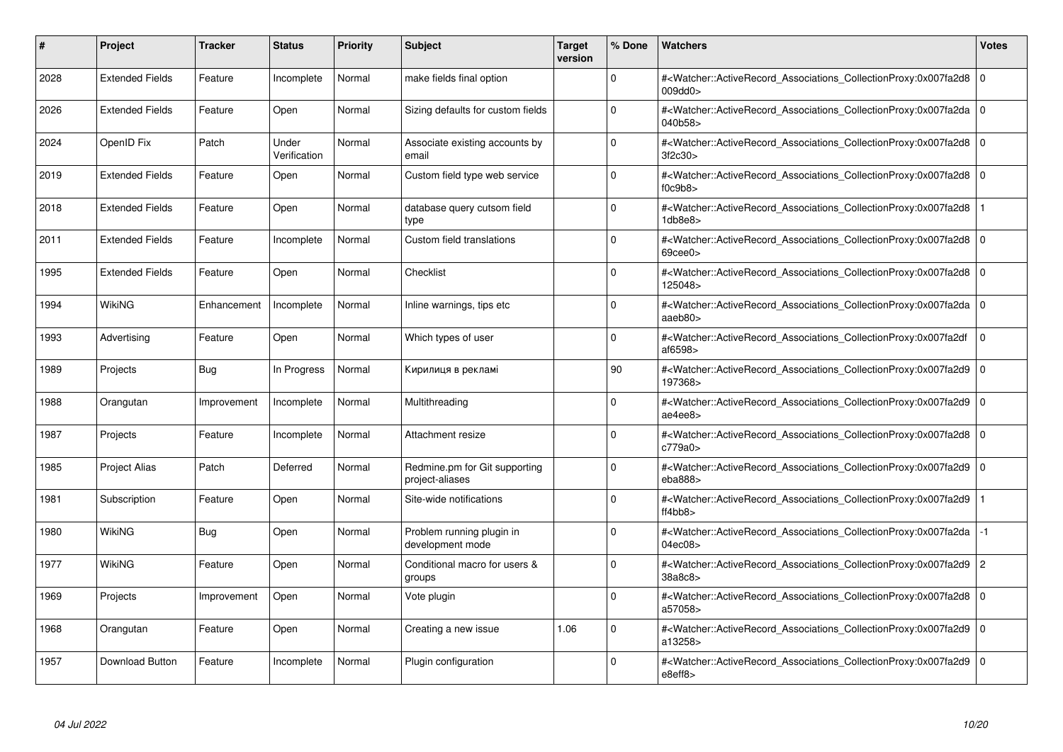| # | Project | Tracker | Status | Priority | Subject | Target version | % Done | Watchers | Votes |
|---|---|---|---|---|---|---|---|---|---|
| 2028 | Extended Fields | Feature | Incomplete | Normal | make fields final option | | 0 | #<Watcher::ActiveRecord_Associations_CollectionProxy:0x007fa2d8009dd0> | 0 |
| 2026 | Extended Fields | Feature | Open | Normal | Sizing defaults for custom fields | | 0 | #<Watcher::ActiveRecord_Associations_CollectionProxy:0x007fa2da040b58> | 0 |
| 2024 | OpenID Fix | Patch | Under Verification | Normal | Associate existing accounts by email | | 0 | #<Watcher::ActiveRecord_Associations_CollectionProxy:0x007fa2d83f2c30> | 0 |
| 2019 | Extended Fields | Feature | Open | Normal | Custom field type web service | | 0 | #<Watcher::ActiveRecord_Associations_CollectionProxy:0x007fa2d8f0c9b8> | 0 |
| 2018 | Extended Fields | Feature | Open | Normal | database query cutsom field type | | 0 | #<Watcher::ActiveRecord_Associations_CollectionProxy:0x007fa2d81db8e8> | 1 |
| 2011 | Extended Fields | Feature | Incomplete | Normal | Custom field translations | | 0 | #<Watcher::ActiveRecord_Associations_CollectionProxy:0x007fa2d869cee0> | 0 |
| 1995 | Extended Fields | Feature | Open | Normal | Checklist | | 0 | #<Watcher::ActiveRecord_Associations_CollectionProxy:0x007fa2d8125048> | 0 |
| 1994 | WikiNG | Enhancement | Incomplete | Normal | Inline warnings, tips etc | | 0 | #<Watcher::ActiveRecord_Associations_CollectionProxy:0x007fa2daaaeb80> | 0 |
| 1993 | Advertising | Feature | Open | Normal | Which types of user | | 0 | #<Watcher::ActiveRecord_Associations_CollectionProxy:0x007fa2dfaf6598> | 0 |
| 1989 | Projects | Bug | In Progress | Normal | Кирилиця в рекламі | | 90 | #<Watcher::ActiveRecord_Associations_CollectionProxy:0x007fa2d9197368> | 0 |
| 1988 | Orangutan | Improvement | Incomplete | Normal | Multithreading | | 0 | #<Watcher::ActiveRecord_Associations_CollectionProxy:0x007fa2d9ae4ee8> | 0 |
| 1987 | Projects | Feature | Incomplete | Normal | Attachment resize | | 0 | #<Watcher::ActiveRecord_Associations_CollectionProxy:0x007fa2d8c779a0> | 0 |
| 1985 | Project Alias | Patch | Deferred | Normal | Redmine.pm for Git supporting project-aliases | | 0 | #<Watcher::ActiveRecord_Associations_CollectionProxy:0x007fa2d9eba888> | 0 |
| 1981 | Subscription | Feature | Open | Normal | Site-wide notifications | | 0 | #<Watcher::ActiveRecord_Associations_CollectionProxy:0x007fa2d9ff4bb8> | 1 |
| 1980 | WikiNG | Bug | Open | Normal | Problem running plugin in development mode | | 0 | #<Watcher::ActiveRecord_Associations_CollectionProxy:0x007fa2da04ec08> | -1 |
| 1977 | WikiNG | Feature | Open | Normal | Conditional macro for users & groups | | 0 | #<Watcher::ActiveRecord_Associations_CollectionProxy:0x007fa2d938a8c8> | 2 |
| 1969 | Projects | Improvement | Open | Normal | Vote plugin | | 0 | #<Watcher::ActiveRecord_Associations_CollectionProxy:0x007fa2d8a57058> | 0 |
| 1968 | Orangutan | Feature | Open | Normal | Creating a new issue | 1.06 | 0 | #<Watcher::ActiveRecord_Associations_CollectionProxy:0x007fa2d9a13258> | 0 |
| 1957 | Download Button | Feature | Incomplete | Normal | Plugin configuration | | 0 | #<Watcher::ActiveRecord_Associations_CollectionProxy:0x007fa2d9e8eff8> | 0 |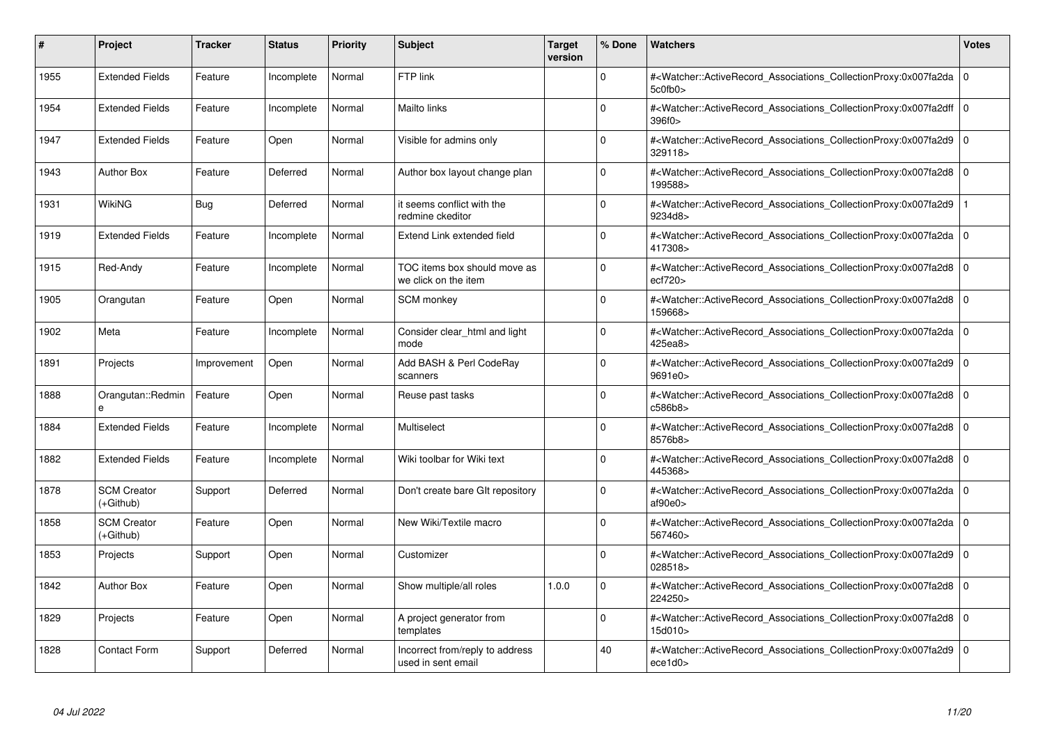| # | Project | Tracker | Status | Priority | Subject | Target version | % Done | Watchers | Votes |
|---|---|---|---|---|---|---|---|---|---|
| 1955 | Extended Fields | Feature | Incomplete | Normal | FTP link | | 0 | #<Watcher::ActiveRecord_Associations_CollectionProxy:0x007fa2da5c0fb0> | 0 |
| 1954 | Extended Fields | Feature | Incomplete | Normal | Mailto links | | 0 | #<Watcher::ActiveRecord_Associations_CollectionProxy:0x007fa2dff396f0> | 0 |
| 1947 | Extended Fields | Feature | Open | Normal | Visible for admins only | | 0 | #<Watcher::ActiveRecord_Associations_CollectionProxy:0x007fa2d9329118> | 0 |
| 1943 | Author Box | Feature | Deferred | Normal | Author box layout change plan | | 0 | #<Watcher::ActiveRecord_Associations_CollectionProxy:0x007fa2d8199588> | 0 |
| 1931 | WikiNG | Bug | Deferred | Normal | it seems conflict with the redmine ckeditor | | 0 | #<Watcher::ActiveRecord_Associations_CollectionProxy:0x007fa2d99234d8> | 1 |
| 1919 | Extended Fields | Feature | Incomplete | Normal | Extend Link extended field | | 0 | #<Watcher::ActiveRecord_Associations_CollectionProxy:0x007fa2da417308> | 0 |
| 1915 | Red-Andy | Feature | Incomplete | Normal | TOC items box should move as we click on the item | | 0 | #<Watcher::ActiveRecord_Associations_CollectionProxy:0x007fa2d8ecf720> | 0 |
| 1905 | Orangutan | Feature | Open | Normal | SCM monkey | | 0 | #<Watcher::ActiveRecord_Associations_CollectionProxy:0x007fa2d8159668> | 0 |
| 1902 | Meta | Feature | Incomplete | Normal | Consider clear_html and light mode | | 0 | #<Watcher::ActiveRecord_Associations_CollectionProxy:0x007fa2da425ea8> | 0 |
| 1891 | Projects | Improvement | Open | Normal | Add BASH & Perl CodeRay scanners | | 0 | #<Watcher::ActiveRecord_Associations_CollectionProxy:0x007fa2d99691e0> | 0 |
| 1888 | Orangutan::Redmine | Feature | Open | Normal | Reuse past tasks | | 0 | #<Watcher::ActiveRecord_Associations_CollectionProxy:0x007fa2d8c586b8> | 0 |
| 1884 | Extended Fields | Feature | Incomplete | Normal | Multiselect | | 0 | #<Watcher::ActiveRecord_Associations_CollectionProxy:0x007fa2d88576b8> | 0 |
| 1882 | Extended Fields | Feature | Incomplete | Normal | Wiki toolbar for Wiki text | | 0 | #<Watcher::ActiveRecord_Associations_CollectionProxy:0x007fa2d8445368> | 0 |
| 1878 | SCM Creator (+Github) | Support | Deferred | Normal | Don't create bare GIt repository | | 0 | #<Watcher::ActiveRecord_Associations_CollectionProxy:0x007fa2daaf90e0> | 0 |
| 1858 | SCM Creator (+Github) | Feature | Open | Normal | New Wiki/Textile macro | | 0 | #<Watcher::ActiveRecord_Associations_CollectionProxy:0x007fa2da567460> | 0 |
| 1853 | Projects | Support | Open | Normal | Customizer | | 0 | #<Watcher::ActiveRecord_Associations_CollectionProxy:0x007fa2d9028518> | 0 |
| 1842 | Author Box | Feature | Open | Normal | Show multiple/all roles | 1.0.0 | 0 | #<Watcher::ActiveRecord_Associations_CollectionProxy:0x007fa2d8224250> | 0 |
| 1829 | Projects | Feature | Open | Normal | A project generator from templates | | 0 | #<Watcher::ActiveRecord_Associations_CollectionProxy:0x007fa2d815d010> | 0 |
| 1828 | Contact Form | Support | Deferred | Normal | Incorrect from/reply to address used in sent email | | 40 | #<Watcher::ActiveRecord_Associations_CollectionProxy:0x007fa2d9ece1d0> | 0 |

*04 Jul 2022*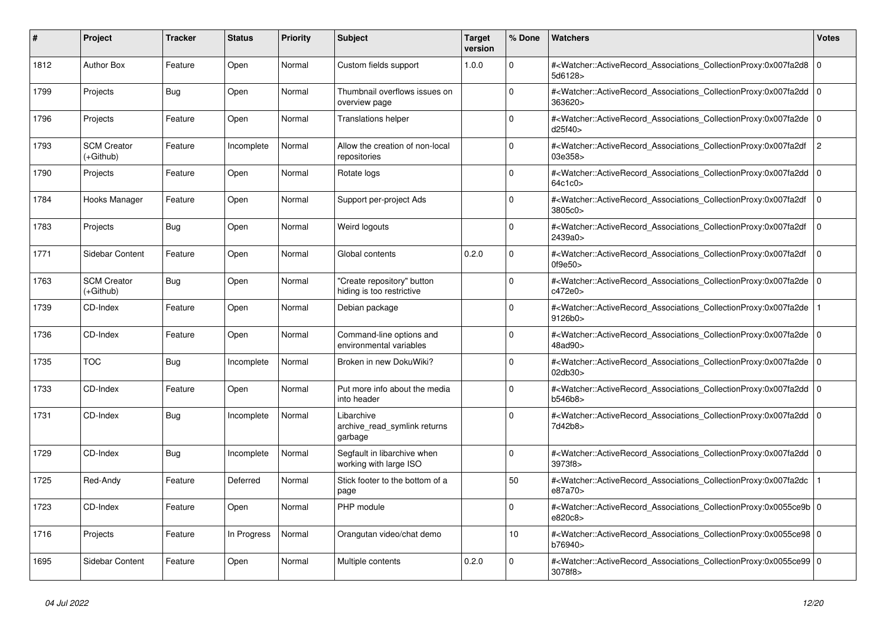| # | Project | Tracker | Status | Priority | Subject | Target version | % Done | Watchers | Votes |
|---|---|---|---|---|---|---|---|---|---|
| 1812 | Author Box | Feature | Open | Normal | Custom fields support | 1.0.0 | 0 | #<Watcher::ActiveRecord_Associations_CollectionProxy:0x007fa2d85d6128> | 0 |
| 1799 | Projects | Bug | Open | Normal | Thumbnail overflows issues on overview page | | 0 | #<Watcher::ActiveRecord_Associations_CollectionProxy:0x007fa2dd363620> | 0 |
| 1796 | Projects | Feature | Open | Normal | Translations helper | | 0 | #<Watcher::ActiveRecord_Associations_CollectionProxy:0x007fa2ded25f40> | 0 |
| 1793 | SCM Creator (+Github) | Feature | Incomplete | Normal | Allow the creation of non-local repositories | | 0 | #<Watcher::ActiveRecord_Associations_CollectionProxy:0x007fa2df03e358> | 2 |
| 1790 | Projects | Feature | Open | Normal | Rotate logs | | 0 | #<Watcher::ActiveRecord_Associations_CollectionProxy:0x007fa2dd64c1c0> | 0 |
| 1784 | Hooks Manager | Feature | Open | Normal | Support per-project Ads | | 0 | #<Watcher::ActiveRecord_Associations_CollectionProxy:0x007fa2df3805c0> | 0 |
| 1783 | Projects | Bug | Open | Normal | Weird logouts | | 0 | #<Watcher::ActiveRecord_Associations_CollectionProxy:0x007fa2df2439a0> | 0 |
| 1771 | Sidebar Content | Feature | Open | Normal | Global contents | 0.2.0 | 0 | #<Watcher::ActiveRecord_Associations_CollectionProxy:0x007fa2df0f9e50> | 0 |
| 1763 | SCM Creator (+Github) | Bug | Open | Normal | "Create repository" button hiding is too restrictive | | 0 | #<Watcher::ActiveRecord_Associations_CollectionProxy:0x007fa2dec472e0> | 0 |
| 1739 | CD-Index | Feature | Open | Normal | Debian package | | 0 | #<Watcher::ActiveRecord_Associations_CollectionProxy:0x007fa2de9126b0> | 1 |
| 1736 | CD-Index | Feature | Open | Normal | Command-line options and environmental variables | | 0 | #<Watcher::ActiveRecord_Associations_CollectionProxy:0x007fa2de48ad90> | 0 |
| 1735 | TOC | Bug | Incomplete | Normal | Broken in new DokuWiki? | | 0 | #<Watcher::ActiveRecord_Associations_CollectionProxy:0x007fa2de02db30> | 0 |
| 1733 | CD-Index | Feature | Open | Normal | Put more info about the media into header | | 0 | #<Watcher::ActiveRecord_Associations_CollectionProxy:0x007fa2ddb546b8> | 0 |
| 1731 | CD-Index | Bug | Incomplete | Normal | Libarchive archive_read_symlink returns garbage | | 0 | #<Watcher::ActiveRecord_Associations_CollectionProxy:0x007fa2dd7d42b8> | 0 |
| 1729 | CD-Index | Bug | Incomplete | Normal | Segfault in libarchive when working with large ISO | | 0 | #<Watcher::ActiveRecord_Associations_CollectionProxy:0x007fa2dd3973f8> | 0 |
| 1725 | Red-Andy | Feature | Deferred | Normal | Stick footer to the bottom of a page | | 50 | #<Watcher::ActiveRecord_Associations_CollectionProxy:0x007fa2dce87a70> | 1 |
| 1723 | CD-Index | Feature | Open | Normal | PHP module | | 0 | #<Watcher::ActiveRecord_Associations_CollectionProxy:0x0055ce9be820c8> | 0 |
| 1716 | Projects | Feature | In Progress | Normal | Orangutan video/chat demo | | 10 | #<Watcher::ActiveRecord_Associations_CollectionProxy:0x0055ce98b76940> | 0 |
| 1695 | Sidebar Content | Feature | Open | Normal | Multiple contents | 0.2.0 | 0 | #<Watcher::ActiveRecord_Associations_CollectionProxy:0x0055ce993078f8> | 0 |

*04 Jul 2022*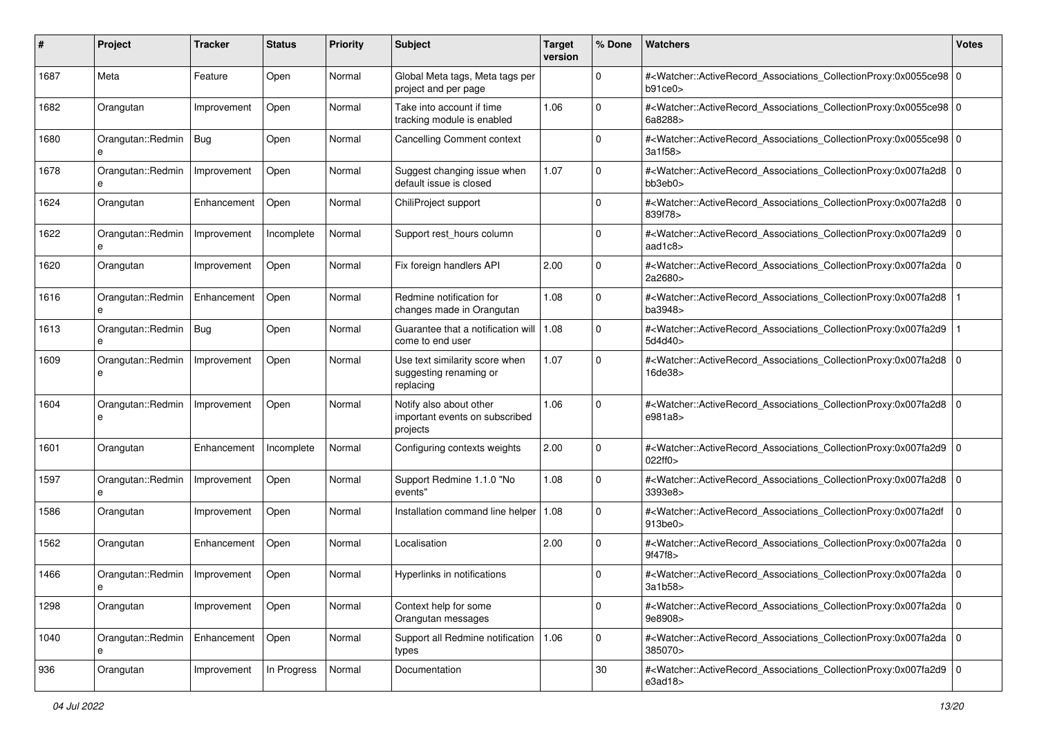| # | Project | Tracker | Status | Priority | Subject | Target version | % Done | Watchers | Votes |
|---|---|---|---|---|---|---|---|---|---|
| 1687 | Meta | Feature | Open | Normal | Global Meta tags, Meta tags per project and per page | | 0 | #<Watcher::ActiveRecord_Associations_CollectionProxy:0x0055ce98b91ce0> | 0 |
| 1682 | Orangutan | Improvement | Open | Normal | Take into account if time tracking module is enabled | 1.06 | 0 | #<Watcher::ActiveRecord_Associations_CollectionProxy:0x0055ce986a8288> | 0 |
| 1680 | Orangutan::Redmine | Bug | Open | Normal | Cancelling Comment context | | 0 | #<Watcher::ActiveRecord_Associations_CollectionProxy:0x0055ce983a1f58> | 0 |
| 1678 | Orangutan::Redmine | Improvement | Open | Normal | Suggest changing issue when default issue is closed | 1.07 | 0 | #<Watcher::ActiveRecord_Associations_CollectionProxy:0x007fa2d8bb3eb0> | 0 |
| 1624 | Orangutan | Enhancement | Open | Normal | ChiliProject support | | 0 | #<Watcher::ActiveRecord_Associations_CollectionProxy:0x007fa2d8839f78> | 0 |
| 1622 | Orangutan::Redmine | Improvement | Incomplete | Normal | Support rest_hours column | | 0 | #<Watcher::ActiveRecord_Associations_CollectionProxy:0x007fa2d9aad1c8> | 0 |
| 1620 | Orangutan | Improvement | Open | Normal | Fix foreign handlers API | 2.00 | 0 | #<Watcher::ActiveRecord_Associations_CollectionProxy:0x007fa2da2a2680> | 0 |
| 1616 | Orangutan::Redmine | Enhancement | Open | Normal | Redmine notification for changes made in Orangutan | 1.08 | 0 | #<Watcher::ActiveRecord_Associations_CollectionProxy:0x007fa2d8ba3948> | 1 |
| 1613 | Orangutan::Redmine | Bug | Open | Normal | Guarantee that a notification will come to end user | 1.08 | 0 | #<Watcher::ActiveRecord_Associations_CollectionProxy:0x007fa2d95d4d40> | 1 |
| 1609 | Orangutan::Redmine | Improvement | Open | Normal | Use text similarity score when suggesting renaming or replacing | 1.07 | 0 | #<Watcher::ActiveRecord_Associations_CollectionProxy:0x007fa2d816de38> | 0 |
| 1604 | Orangutan::Redmine | Improvement | Open | Normal | Notify also about other important events on subscribed projects | 1.06 | 0 | #<Watcher::ActiveRecord_Associations_CollectionProxy:0x007fa2d8e981a8> | 0 |
| 1601 | Orangutan | Enhancement | Incomplete | Normal | Configuring contexts weights | 2.00 | 0 | #<Watcher::ActiveRecord_Associations_CollectionProxy:0x007fa2d9022ff0> | 0 |
| 1597 | Orangutan::Redmine | Improvement | Open | Normal | Support Redmine 1.1.0 "No events" | 1.08 | 0 | #<Watcher::ActiveRecord_Associations_CollectionProxy:0x007fa2d83393e8> | 0 |
| 1586 | Orangutan | Improvement | Open | Normal | Installation command line helper | 1.08 | 0 | #<Watcher::ActiveRecord_Associations_CollectionProxy:0x007fa2df913be0> | 0 |
| 1562 | Orangutan | Enhancement | Open | Normal | Localisation | 2.00 | 0 | #<Watcher::ActiveRecord_Associations_CollectionProxy:0x007fa2da9f47f8> | 0 |
| 1466 | Orangutan::Redmine | Improvement | Open | Normal | Hyperlinks in notifications | | 0 | #<Watcher::ActiveRecord_Associations_CollectionProxy:0x007fa2da3a1b58> | 0 |
| 1298 | Orangutan | Improvement | Open | Normal | Context help for some Orangutan messages | | 0 | #<Watcher::ActiveRecord_Associations_CollectionProxy:0x007fa2da9e8908> | 0 |
| 1040 | Orangutan::Redmine | Enhancement | Open | Normal | Support all Redmine notification types | 1.06 | 0 | #<Watcher::ActiveRecord_Associations_CollectionProxy:0x007fa2da385070> | 0 |
| 936 | Orangutan | Improvement | In Progress | Normal | Documentation | | 30 | #<Watcher::ActiveRecord_Associations_CollectionProxy:0x007fa2d9e3ad18> | 0 |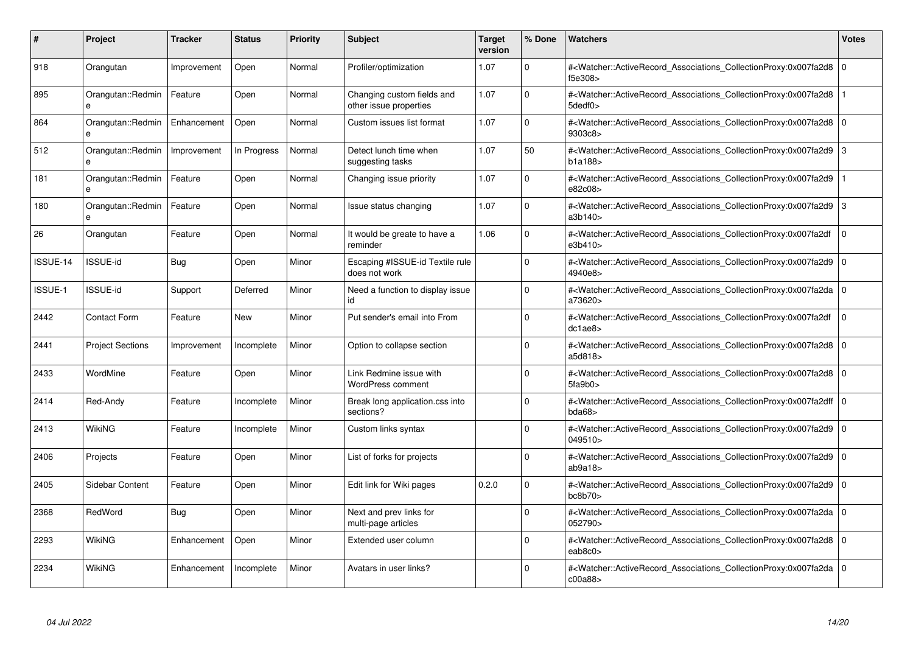| # | Project | Tracker | Status | Priority | Subject | Target version | % Done | Watchers | Votes |
|---|---|---|---|---|---|---|---|---|---|
| 918 | Orangutan | Improvement | Open | Normal | Profiler/optimization | 1.07 | 0 | #<Watcher::ActiveRecord_Associations_CollectionProxy:0x007fa2d8f5e308> | 0 |
| 895 | Orangutan::Redmine | Feature | Open | Normal | Changing custom fields and other issue properties | 1.07 | 0 | #<Watcher::ActiveRecord_Associations_CollectionProxy:0x007fa2d85dedf0> | 1 |
| 864 | Orangutan::Redmine | Enhancement | Open | Normal | Custom issues list format | 1.07 | 0 | #<Watcher::ActiveRecord_Associations_CollectionProxy:0x007fa2d89303c8> | 0 |
| 512 | Orangutan::Redmine | Improvement | In Progress | Normal | Detect lunch time when suggesting tasks | 1.07 | 50 | #<Watcher::ActiveRecord_Associations_CollectionProxy:0x007fa2d9b1a188> | 3 |
| 181 | Orangutan::Redmine | Feature | Open | Normal | Changing issue priority | 1.07 | 0 | #<Watcher::ActiveRecord_Associations_CollectionProxy:0x007fa2d9e82c08> | 1 |
| 180 | Orangutan::Redmine | Feature | Open | Normal | Issue status changing | 1.07 | 0 | #<Watcher::ActiveRecord_Associations_CollectionProxy:0x007fa2d9a3b140> | 3 |
| 26 | Orangutan | Feature | Open | Normal | It would be greate to have a reminder | 1.06 | 0 | #<Watcher::ActiveRecord_Associations_CollectionProxy:0x007fa2dfe3b410> | 0 |
| ISSUE-14 | ISSUE-id | Bug | Open | Minor | Escaping #ISSUE-id Textile rule does not work | | 0 | #<Watcher::ActiveRecord_Associations_CollectionProxy:0x007fa2d94940e8> | 0 |
| ISSUE-1 | ISSUE-id | Support | Deferred | Minor | Need a function to display issue id | | 0 | #<Watcher::ActiveRecord_Associations_CollectionProxy:0x007fa2daa73620> | 0 |
| 2442 | Contact Form | Feature | New | Minor | Put sender's email into From | | 0 | #<Watcher::ActiveRecord_Associations_CollectionProxy:0x007fa2dfdc1ae8> | 0 |
| 2441 | Project Sections | Improvement | Incomplete | Minor | Option to collapse section | | 0 | #<Watcher::ActiveRecord_Associations_CollectionProxy:0x007fa2d8a5d818> | 0 |
| 2433 | WordMine | Feature | Open | Minor | Link Redmine issue with WordPress comment | | 0 | #<Watcher::ActiveRecord_Associations_CollectionProxy:0x007fa2d85fa9b0> | 0 |
| 2414 | Red-Andy | Feature | Incomplete | Minor | Break long application.css into sections? | | 0 | #<Watcher::ActiveRecord_Associations_CollectionProxy:0x007fa2dffbda68> | 0 |
| 2413 | WikiNG | Feature | Incomplete | Minor | Custom links syntax | | 0 | #<Watcher::ActiveRecord_Associations_CollectionProxy:0x007fa2d9049510> | 0 |
| 2406 | Projects | Feature | Open | Minor | List of forks for projects | | 0 | #<Watcher::ActiveRecord_Associations_CollectionProxy:0x007fa2d9ab9a18> | 0 |
| 2405 | Sidebar Content | Feature | Open | Minor | Edit link for Wiki pages | 0.2.0 | 0 | #<Watcher::ActiveRecord_Associations_CollectionProxy:0x007fa2d9bc8b70> | 0 |
| 2368 | RedWord | Bug | Open | Minor | Next and prev links for multi-page articles | | 0 | #<Watcher::ActiveRecord_Associations_CollectionProxy:0x007fa2da052790> | 0 |
| 2293 | WikiNG | Enhancement | Open | Minor | Extended user column | | 0 | #<Watcher::ActiveRecord_Associations_CollectionProxy:0x007fa2d8eab8c0> | 0 |
| 2234 | WikiNG | Enhancement | Incomplete | Minor | Avatars in user links? | | 0 | #<Watcher::ActiveRecord_Associations_CollectionProxy:0x007fa2dac00a88> | 0 |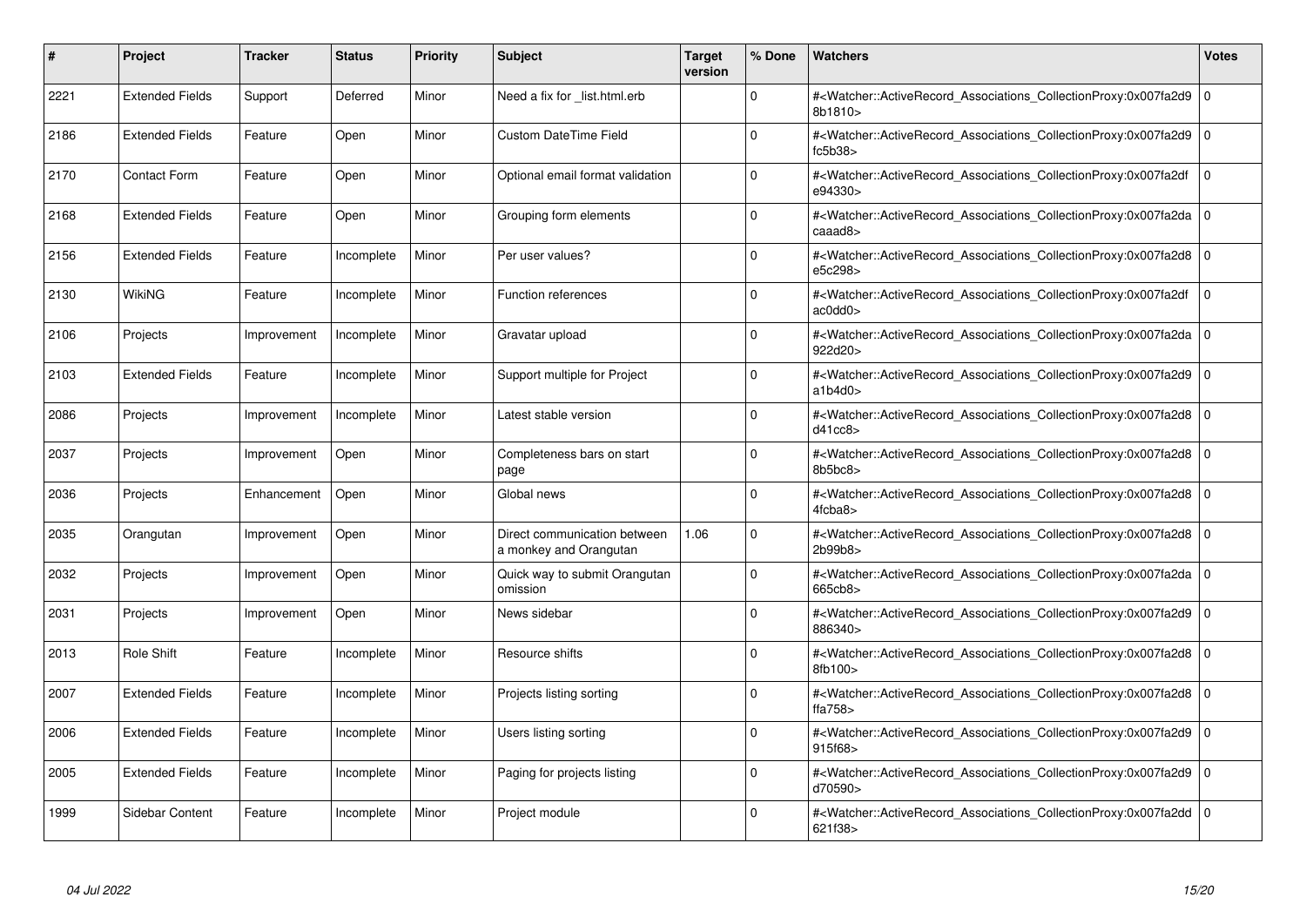| # | Project | Tracker | Status | Priority | Subject | Target version | % Done | Watchers | Votes |
|---|---|---|---|---|---|---|---|---|---|
| 2221 | Extended Fields | Support | Deferred | Minor | Need a fix for _list.html.erb | | 0 | #<Watcher::ActiveRecord_Associations_CollectionProxy:0x007fa2d98b1810> | 0 |
| 2186 | Extended Fields | Feature | Open | Minor | Custom DateTime Field | | 0 | #<Watcher::ActiveRecord_Associations_CollectionProxy:0x007fa2d9fc5b38> | 0 |
| 2170 | Contact Form | Feature | Open | Minor | Optional email format validation | | 0 | #<Watcher::ActiveRecord_Associations_CollectionProxy:0x007fa2dfe94330> | 0 |
| 2168 | Extended Fields | Feature | Open | Minor | Grouping form elements | | 0 | #<Watcher::ActiveRecord_Associations_CollectionProxy:0x007fa2dacaaad8> | 0 |
| 2156 | Extended Fields | Feature | Incomplete | Minor | Per user values? | | 0 | #<Watcher::ActiveRecord_Associations_CollectionProxy:0x007fa2d8e5c298> | 0 |
| 2130 | WikiNG | Feature | Incomplete | Minor | Function references | | 0 | #<Watcher::ActiveRecord_Associations_CollectionProxy:0x007fa2dfac0dd0> | 0 |
| 2106 | Projects | Improvement | Incomplete | Minor | Gravatar upload | | 0 | #<Watcher::ActiveRecord_Associations_CollectionProxy:0x007fa2da922d20> | 0 |
| 2103 | Extended Fields | Feature | Incomplete | Minor | Support multiple for Project | | 0 | #<Watcher::ActiveRecord_Associations_CollectionProxy:0x007fa2d9a1b4d0> | 0 |
| 2086 | Projects | Improvement | Incomplete | Minor | Latest stable version | | 0 | #<Watcher::ActiveRecord_Associations_CollectionProxy:0x007fa2d8d41cc8> | 0 |
| 2037 | Projects | Improvement | Open | Minor | Completeness bars on start page | | 0 | #<Watcher::ActiveRecord_Associations_CollectionProxy:0x007fa2d88b5bc8> | 0 |
| 2036 | Projects | Enhancement | Open | Minor | Global news | | 0 | #<Watcher::ActiveRecord_Associations_CollectionProxy:0x007fa2d84fcba8> | 0 |
| 2035 | Orangutan | Improvement | Open | Minor | Direct communication between a monkey and Orangutan | 1.06 | 0 | #<Watcher::ActiveRecord_Associations_CollectionProxy:0x007fa2d82b99b8> | 0 |
| 2032 | Projects | Improvement | Open | Minor | Quick way to submit Orangutan omission | | 0 | #<Watcher::ActiveRecord_Associations_CollectionProxy:0x007fa2da665cb8> | 0 |
| 2031 | Projects | Improvement | Open | Minor | News sidebar | | 0 | #<Watcher::ActiveRecord_Associations_CollectionProxy:0x007fa2d9886340> | 0 |
| 2013 | Role Shift | Feature | Incomplete | Minor | Resource shifts | | 0 | #<Watcher::ActiveRecord_Associations_CollectionProxy:0x007fa2d88fb100> | 0 |
| 2007 | Extended Fields | Feature | Incomplete | Minor | Projects listing sorting | | 0 | #<Watcher::ActiveRecord_Associations_CollectionProxy:0x007fa2d8ffa758> | 0 |
| 2006 | Extended Fields | Feature | Incomplete | Minor | Users listing sorting | | 0 | #<Watcher::ActiveRecord_Associations_CollectionProxy:0x007fa2d9915f68> | 0 |
| 2005 | Extended Fields | Feature | Incomplete | Minor | Paging for projects listing | | 0 | #<Watcher::ActiveRecord_Associations_CollectionProxy:0x007fa2d9d70590> | 0 |
| 1999 | Sidebar Content | Feature | Incomplete | Minor | Project module | | 0 | #<Watcher::ActiveRecord_Associations_CollectionProxy:0x007fa2dd621f38> | 0 |

*04 Jul 2022*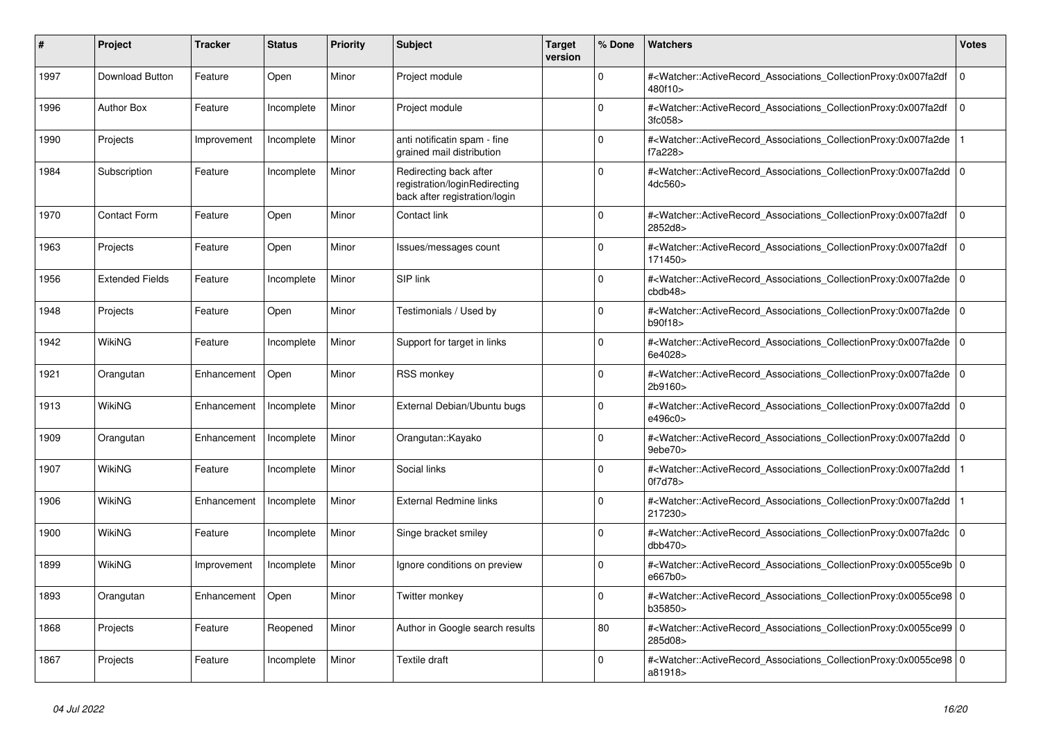| # | Project | Tracker | Status | Priority | Subject | Target version | % Done | Watchers | Votes |
|---|---|---|---|---|---|---|---|---|---|
| 1997 | Download Button | Feature | Open | Minor | Project module | | 0 | #<Watcher::ActiveRecord_Associations_CollectionProxy:0x007fa2df480f10> | 0 |
| 1996 | Author Box | Feature | Incomplete | Minor | Project module | | 0 | #<Watcher::ActiveRecord_Associations_CollectionProxy:0x007fa2df3fc058> | 0 |
| 1990 | Projects | Improvement | Incomplete | Minor | anti notificatin spam - fine grained mail distribution | | 0 | #<Watcher::ActiveRecord_Associations_CollectionProxy:0x007fa2def7a228> | 1 |
| 1984 | Subscription | Feature | Incomplete | Minor | Redirecting back after registration/loginRedirecting back after registration/login | | 0 | #<Watcher::ActiveRecord_Associations_CollectionProxy:0x007fa2dd4dc560> | 0 |
| 1970 | Contact Form | Feature | Open | Minor | Contact link | | 0 | #<Watcher::ActiveRecord_Associations_CollectionProxy:0x007fa2df2852d8> | 0 |
| 1963 | Projects | Feature | Open | Minor | Issues/messages count | | 0 | #<Watcher::ActiveRecord_Associations_CollectionProxy:0x007fa2df171450> | 0 |
| 1956 | Extended Fields | Feature | Incomplete | Minor | SIP link | | 0 | #<Watcher::ActiveRecord_Associations_CollectionProxy:0x007fa2decbdb48> | 0 |
| 1948 | Projects | Feature | Open | Minor | Testimonials / Used by | | 0 | #<Watcher::ActiveRecord_Associations_CollectionProxy:0x007fa2deb90f18> | 0 |
| 1942 | WikiNG | Feature | Incomplete | Minor | Support for target in links | | 0 | #<Watcher::ActiveRecord_Associations_CollectionProxy:0x007fa2de6e4028> | 0 |
| 1921 | Orangutan | Enhancement | Open | Minor | RSS monkey | | 0 | #<Watcher::ActiveRecord_Associations_CollectionProxy:0x007fa2de2b9160> | 0 |
| 1913 | WikiNG | Enhancement | Incomplete | Minor | External Debian/Ubuntu bugs | | 0 | #<Watcher::ActiveRecord_Associations_CollectionProxy:0x007fa2dde496c0> | 0 |
| 1909 | Orangutan | Enhancement | Incomplete | Minor | Orangutan::Kayako | | 0 | #<Watcher::ActiveRecord_Associations_CollectionProxy:0x007fa2dd9ebe70> | 0 |
| 1907 | WikiNG | Feature | Incomplete | Minor | Social links | | 0 | #<Watcher::ActiveRecord_Associations_CollectionProxy:0x007fa2dd0f7d78> | 1 |
| 1906 | WikiNG | Enhancement | Incomplete | Minor | External Redmine links | | 0 | #<Watcher::ActiveRecord_Associations_CollectionProxy:0x007fa2dd217230> | 1 |
| 1900 | WikiNG | Feature | Incomplete | Minor | Singe bracket smiley | | 0 | #<Watcher::ActiveRecord_Associations_CollectionProxy:0x007fa2dcdbb470> | 0 |
| 1899 | WikiNG | Improvement | Incomplete | Minor | Ignore conditions on preview | | 0 | #<Watcher::ActiveRecord_Associations_CollectionProxy:0x0055ce9be667b0> | 0 |
| 1893 | Orangutan | Enhancement | Open | Minor | Twitter monkey | | 0 | #<Watcher::ActiveRecord_Associations_CollectionProxy:0x0055ce98b35850> | 0 |
| 1868 | Projects | Feature | Reopened | Minor | Author in Google search results | | 80 | #<Watcher::ActiveRecord_Associations_CollectionProxy:0x0055ce99285d08> | 0 |
| 1867 | Projects | Feature | Incomplete | Minor | Textile draft | | 0 | #<Watcher::ActiveRecord_Associations_CollectionProxy:0x0055ce98a81918> | 0 |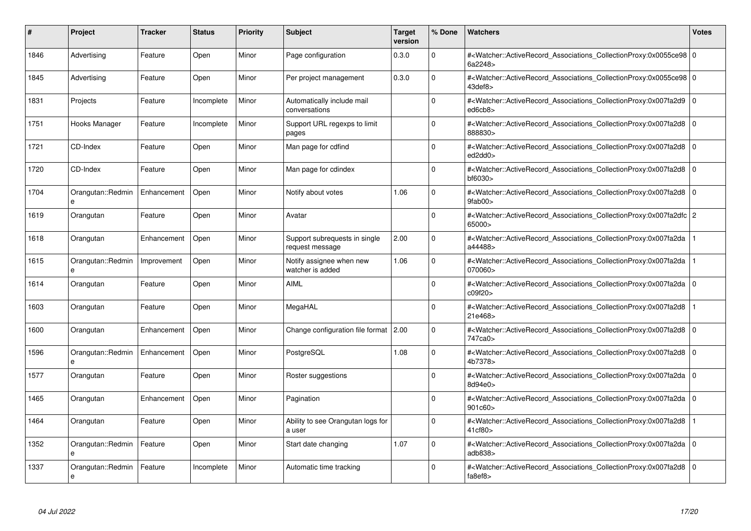| # | Project | Tracker | Status | Priority | Subject | Target version | % Done | Watchers | Votes |
|---|---|---|---|---|---|---|---|---|---|
| 1846 | Advertising | Feature | Open | Minor | Page configuration | 0.3.0 | 0 | #<Watcher::ActiveRecord_Associations_CollectionProxy:0x0055ce986a2248> | 0 |
| 1845 | Advertising | Feature | Open | Minor | Per project management | 0.3.0 | 0 | #<Watcher::ActiveRecord_Associations_CollectionProxy:0x0055ce9843def8> | 0 |
| 1831 | Projects | Feature | Incomplete | Minor | Automatically include mail conversations | | 0 | #<Watcher::ActiveRecord_Associations_CollectionProxy:0x007fa2d9ed6cb8> | 0 |
| 1751 | Hooks Manager | Feature | Incomplete | Minor | Support URL regexps to limit pages | | 0 | #<Watcher::ActiveRecord_Associations_CollectionProxy:0x007fa2d8888830> | 0 |
| 1721 | CD-Index | Feature | Open | Minor | Man page for cdfind | | 0 | #<Watcher::ActiveRecord_Associations_CollectionProxy:0x007fa2d8ed2dd0> | 0 |
| 1720 | CD-Index | Feature | Open | Minor | Man page for cdindex | | 0 | #<Watcher::ActiveRecord_Associations_CollectionProxy:0x007fa2d8bf6030> | 0 |
| 1704 | Orangutan::Redmine | Enhancement | Open | Minor | Notify about votes | 1.06 | 0 | #<Watcher::ActiveRecord_Associations_CollectionProxy:0x007fa2d89fab00> | 0 |
| 1619 | Orangutan | Feature | Open | Minor | Avatar | | 0 | #<Watcher::ActiveRecord_Associations_CollectionProxy:0x007fa2dfc65000> | 2 |
| 1618 | Orangutan | Enhancement | Open | Minor | Support subrequests in single request message | 2.00 | 0 | #<Watcher::ActiveRecord_Associations_CollectionProxy:0x007fa2daa44488> | 1 |
| 1615 | Orangutan::Redmine | Improvement | Open | Minor | Notify assignee when new watcher is added | 1.06 | 0 | #<Watcher::ActiveRecord_Associations_CollectionProxy:0x007fa2da070060> | 1 |
| 1614 | Orangutan | Feature | Open | Minor | AIML | | 0 | #<Watcher::ActiveRecord_Associations_CollectionProxy:0x007fa2dac09f20> | 0 |
| 1603 | Orangutan | Feature | Open | Minor | MegaHAL | | 0 | #<Watcher::ActiveRecord_Associations_CollectionProxy:0x007fa2d821e468> | 1 |
| 1600 | Orangutan | Enhancement | Open | Minor | Change configuration file format | 2.00 | 0 | #<Watcher::ActiveRecord_Associations_CollectionProxy:0x007fa2d8747ca0> | 0 |
| 1596 | Orangutan::Redmine | Enhancement | Open | Minor | PostgreSQL | 1.08 | 0 | #<Watcher::ActiveRecord_Associations_CollectionProxy:0x007fa2d84b7378> | 0 |
| 1577 | Orangutan | Feature | Open | Minor | Roster suggestions | | 0 | #<Watcher::ActiveRecord_Associations_CollectionProxy:0x007fa2da8d94e0> | 0 |
| 1465 | Orangutan | Enhancement | Open | Minor | Pagination | | 0 | #<Watcher::ActiveRecord_Associations_CollectionProxy:0x007fa2da901c60> | 0 |
| 1464 | Orangutan | Feature | Open | Minor | Ability to see Orangutan logs for a user | | 0 | #<Watcher::ActiveRecord_Associations_CollectionProxy:0x007fa2d841cf80> | 1 |
| 1352 | Orangutan::Redmine | Feature | Open | Minor | Start date changing | 1.07 | 0 | #<Watcher::ActiveRecord_Associations_CollectionProxy:0x007fa2daadb838> | 0 |
| 1337 | Orangutan::Redmine | Feature | Incomplete | Minor | Automatic time tracking | | 0 | #<Watcher::ActiveRecord_Associations_CollectionProxy:0x007fa2d8fa8ef8> | 0 |

*04 Jul 2022*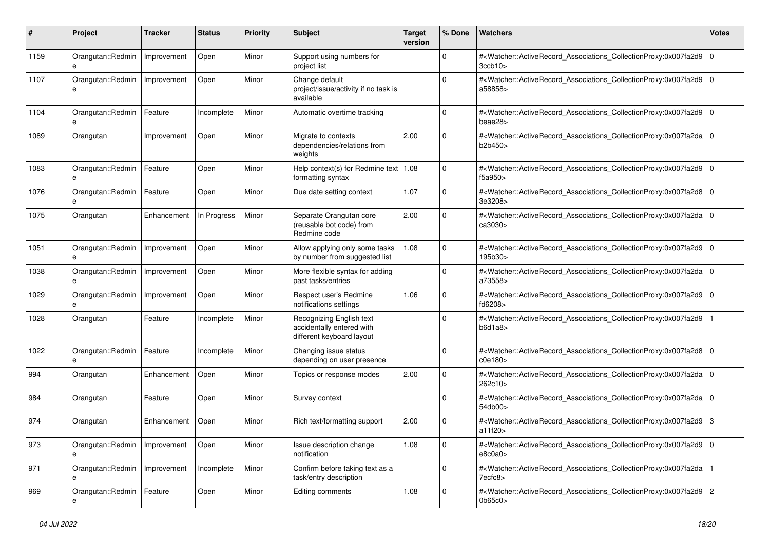| # | Project | Tracker | Status | Priority | Subject | Target version | % Done | Watchers | Votes |
|---|---|---|---|---|---|---|---|---|---|
| 1159 | Orangutan::Redmine | Improvement | Open | Minor | Support using numbers for project list | | 0 | #<Watcher::ActiveRecord_Associations_CollectionProxy:0x007fa2d93ccb10> | 0 |
| 1107 | Orangutan::Redmine | Improvement | Open | Minor | Change default project/issue/activity if no task is available | | 0 | #<Watcher::ActiveRecord_Associations_CollectionProxy:0x007fa2d9a58858> | 0 |
| 1104 | Orangutan::Redmine | Feature | Incomplete | Minor | Automatic overtime tracking | | 0 | #<Watcher::ActiveRecord_Associations_CollectionProxy:0x007fa2d9beae28> | 0 |
| 1089 | Orangutan | Improvement | Open | Minor | Migrate to contexts dependencies/relations from weights | 2.00 | 0 | #<Watcher::ActiveRecord_Associations_CollectionProxy:0x007fa2dab2b450> | 0 |
| 1083 | Orangutan::Redmine | Feature | Open | Minor | Help context(s) for Redmine text formatting syntax | 1.08 | 0 | #<Watcher::ActiveRecord_Associations_CollectionProxy:0x007fa2d9f5a950> | 0 |
| 1076 | Orangutan::Redmine | Feature | Open | Minor | Due date setting context | 1.07 | 0 | #<Watcher::ActiveRecord_Associations_CollectionProxy:0x007fa2d83e3208> | 0 |
| 1075 | Orangutan | Enhancement | In Progress | Minor | Separate Orangutan core (reusable bot code) from Redmine code | 2.00 | 0 | #<Watcher::ActiveRecord_Associations_CollectionProxy:0x007fa2daca3030> | 0 |
| 1051 | Orangutan::Redmine | Improvement | Open | Minor | Allow applying only some tasks by number from suggested list | 1.08 | 0 | #<Watcher::ActiveRecord_Associations_CollectionProxy:0x007fa2d9195b30> | 0 |
| 1038 | Orangutan::Redmine | Improvement | Open | Minor | More flexible syntax for adding past tasks/entries | | 0 | #<Watcher::ActiveRecord_Associations_CollectionProxy:0x007fa2daa73558> | 0 |
| 1029 | Orangutan::Redmine | Improvement | Open | Minor | Respect user's Redmine notifications settings | 1.06 | 0 | #<Watcher::ActiveRecord_Associations_CollectionProxy:0x007fa2d9fd6208> | 0 |
| 1028 | Orangutan | Feature | Incomplete | Minor | Recognizing English text accidentally entered with different keyboard layout | | 0 | #<Watcher::ActiveRecord_Associations_CollectionProxy:0x007fa2d9b6d1a8> | 1 |
| 1022 | Orangutan::Redmine | Feature | Incomplete | Minor | Changing issue status depending on user presence | | 0 | #<Watcher::ActiveRecord_Associations_CollectionProxy:0x007fa2d8c0e180> | 0 |
| 994 | Orangutan | Enhancement | Open | Minor | Topics or response modes | 2.00 | 0 | #<Watcher::ActiveRecord_Associations_CollectionProxy:0x007fa2da262c10> | 0 |
| 984 | Orangutan | Feature | Open | Minor | Survey context | | 0 | #<Watcher::ActiveRecord_Associations_CollectionProxy:0x007fa2da54db00> | 0 |
| 974 | Orangutan | Enhancement | Open | Minor | Rich text/formatting support | 2.00 | 0 | #<Watcher::ActiveRecord_Associations_CollectionProxy:0x007fa2d9a11f20> | 3 |
| 973 | Orangutan::Redmine | Improvement | Open | Minor | Issue description change notification | 1.08 | 0 | #<Watcher::ActiveRecord_Associations_CollectionProxy:0x007fa2d9e8c0a0> | 0 |
| 971 | Orangutan::Redmine | Improvement | Incomplete | Minor | Confirm before taking text as a task/entry description | | 0 | #<Watcher::ActiveRecord_Associations_CollectionProxy:0x007fa2da7ecfc8> | 1 |
| 969 | Orangutan::Redmine | Feature | Open | Minor | Editing comments | 1.08 | 0 | #<Watcher::ActiveRecord_Associations_CollectionProxy:0x007fa2d90b65c0> | 2 |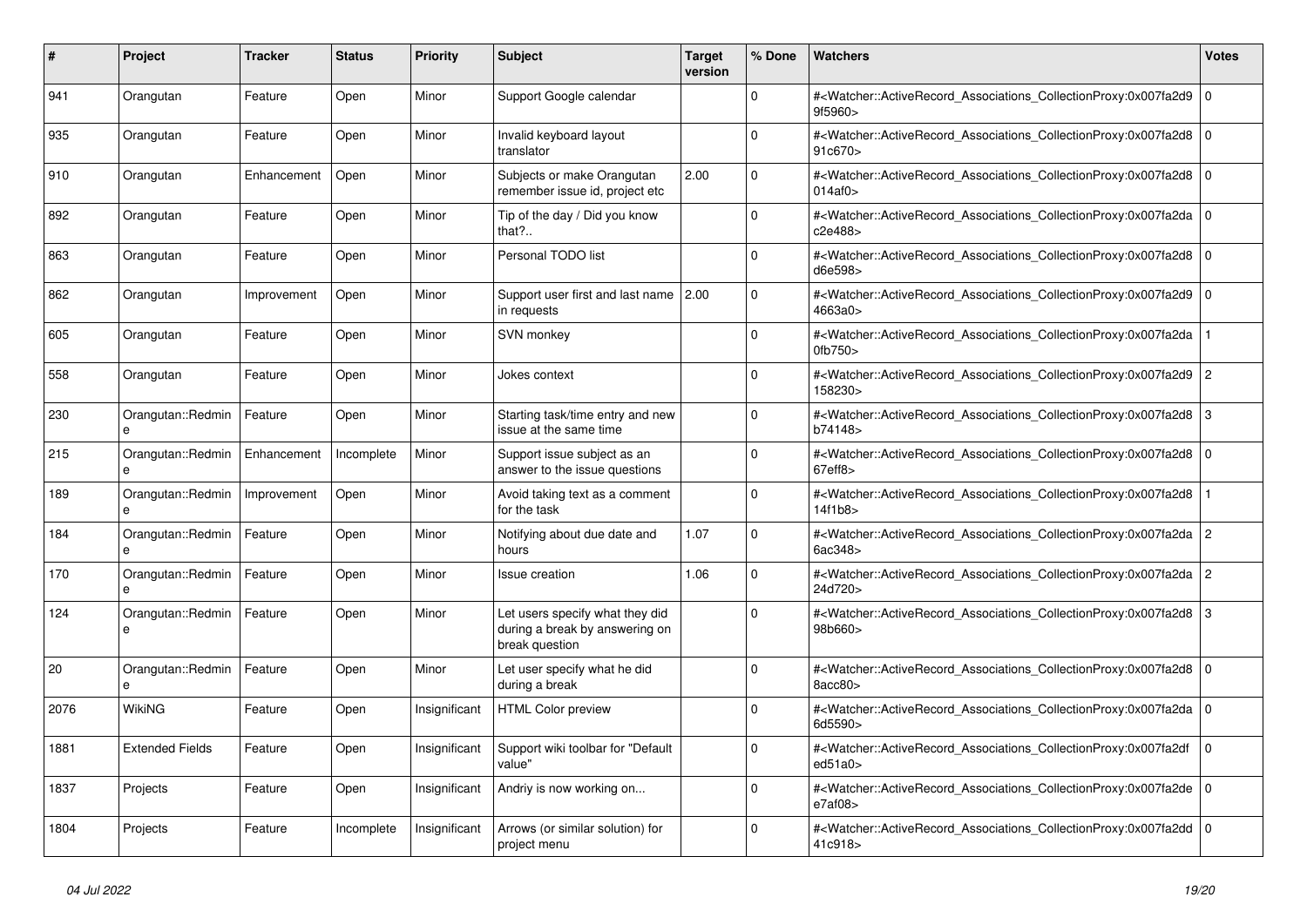| # | Project | Tracker | Status | Priority | Subject | Target version | % Done | Watchers | Votes |
|---|---|---|---|---|---|---|---|---|---|
| 941 | Orangutan | Feature | Open | Minor | Support Google calendar | | 0 | #<Watcher::ActiveRecord_Associations_CollectionProxy:0x007fa2d99f5960> | 0 |
| 935 | Orangutan | Feature | Open | Minor | Invalid keyboard layout translator | | 0 | #<Watcher::ActiveRecord_Associations_CollectionProxy:0x007fa2d891c670> | 0 |
| 910 | Orangutan | Enhancement | Open | Minor | Subjects or make Orangutan remember issue id, project etc | 2.00 | 0 | #<Watcher::ActiveRecord_Associations_CollectionProxy:0x007fa2d8014af0> | 0 |
| 892 | Orangutan | Feature | Open | Minor | Tip of the day / Did you know that?.. | | 0 | #<Watcher::ActiveRecord_Associations_CollectionProxy:0x007fa2dac2e488> | 0 |
| 863 | Orangutan | Feature | Open | Minor | Personal TODO list | | 0 | #<Watcher::ActiveRecord_Associations_CollectionProxy:0x007fa2d8d6e598> | 0 |
| 862 | Orangutan | Improvement | Open | Minor | Support user first and last name in requests | 2.00 | 0 | #<Watcher::ActiveRecord_Associations_CollectionProxy:0x007fa2d94663a0> | 0 |
| 605 | Orangutan | Feature | Open | Minor | SVN monkey | | 0 | #<Watcher::ActiveRecord_Associations_CollectionProxy:0x007fa2da0fb750> | 1 |
| 558 | Orangutan | Feature | Open | Minor | Jokes context | | 0 | #<Watcher::ActiveRecord_Associations_CollectionProxy:0x007fa2d9158230> | 2 |
| 230 | Orangutan::Redmine | Feature | Open | Minor | Starting task/time entry and new issue at the same time | | 0 | #<Watcher::ActiveRecord_Associations_CollectionProxy:0x007fa2d8b74148> | 3 |
| 215 | Orangutan::Redmine | Enhancement | Incomplete | Minor | Support issue subject as an answer to the issue questions | | 0 | #<Watcher::ActiveRecord_Associations_CollectionProxy:0x007fa2d867eff8> | 0 |
| 189 | Orangutan::Redmine | Improvement | Open | Minor | Avoid taking text as a comment for the task | | 0 | #<Watcher::ActiveRecord_Associations_CollectionProxy:0x007fa2d814f1b8> | 1 |
| 184 | Orangutan::Redmine | Feature | Open | Minor | Notifying about due date and hours | 1.07 | 0 | #<Watcher::ActiveRecord_Associations_CollectionProxy:0x007fa2da6ac348> | 2 |
| 170 | Orangutan::Redmine | Feature | Open | Minor | Issue creation | 1.06 | 0 | #<Watcher::ActiveRecord_Associations_CollectionProxy:0x007fa2da24d720> | 2 |
| 124 | Orangutan::Redmine | Feature | Open | Minor | Let users specify what they did during a break by answering on break question | | 0 | #<Watcher::ActiveRecord_Associations_CollectionProxy:0x007fa2d898b660> | 3 |
| 20 | Orangutan::Redmine | Feature | Open | Minor | Let user specify what he did during a break | | 0 | #<Watcher::ActiveRecord_Associations_CollectionProxy:0x007fa2d88acc80> | 0 |
| 2076 | WikiNG | Feature | Open | Insignificant | HTML Color preview | | 0 | #<Watcher::ActiveRecord_Associations_CollectionProxy:0x007fa2da6d5590> | 0 |
| 1881 | Extended Fields | Feature | Open | Insignificant | Support wiki toolbar for "Default value" | | 0 | #<Watcher::ActiveRecord_Associations_CollectionProxy:0x007fa2dfed51a0> | 0 |
| 1837 | Projects | Feature | Open | Insignificant | Andriy is now working on... | | 0 | #<Watcher::ActiveRecord_Associations_CollectionProxy:0x007fa2dee7af08> | 0 |
| 1804 | Projects | Feature | Incomplete | Insignificant | Arrows (or similar solution) for project menu | | 0 | #<Watcher::ActiveRecord_Associations_CollectionProxy:0x007fa2dd41c918> | 0 |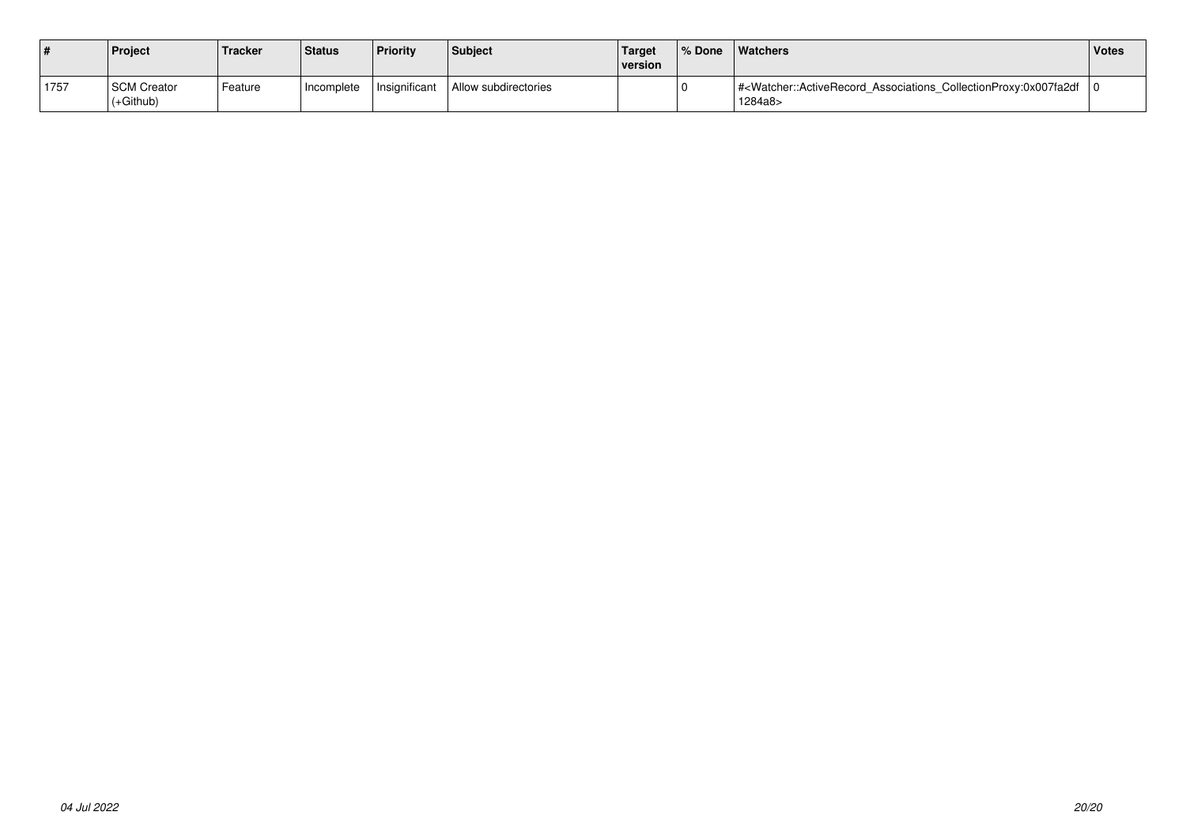| # | Project | Tracker | Status | Priority | Subject | Target version | % Done | Watchers | Votes |
|---|---|---|---|---|---|---|---|---|---|
| 1757 | SCM Creator (+Github) | Feature | Incomplete | Insignificant | Allow subdirectories | | 0 | #<Watcher::ActiveRecord_Associations_CollectionProxy:0x007fa2df1284a8> | 0 |